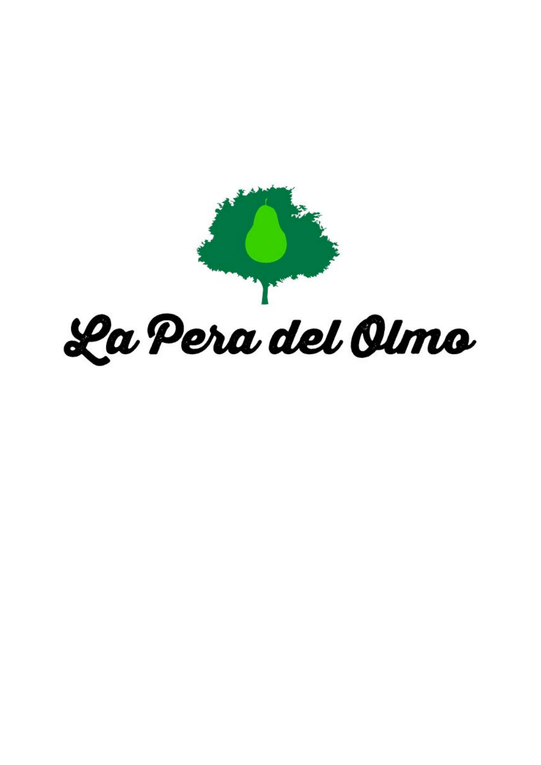# La Pera del Olmo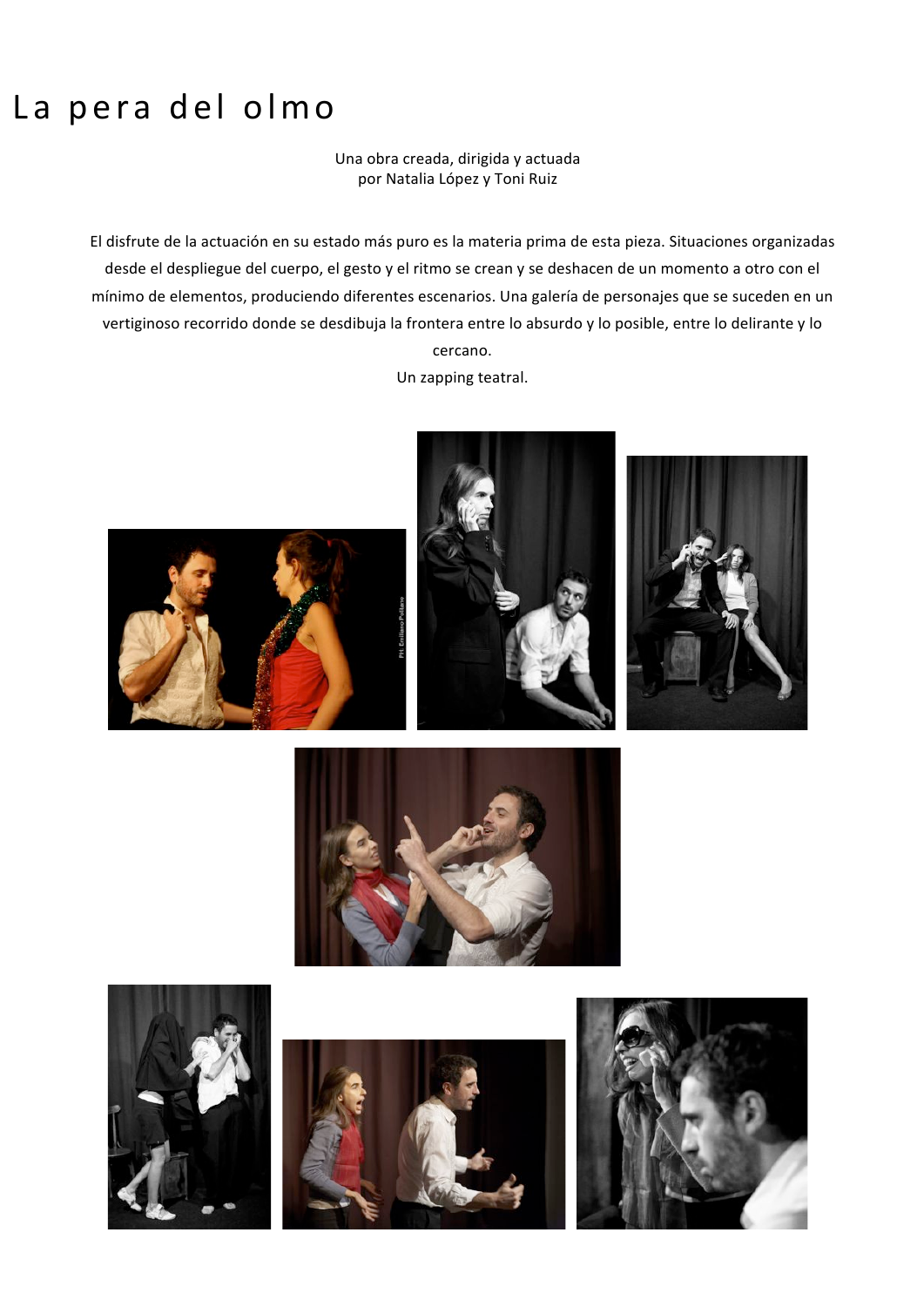# La pera del olmo

Una obra creada, dirigida y actuada
por Natalia López y Toni Ruiz

El disfrute de la actuación en su estado más puro es la materia prima de esta pieza. Situaciones organizadas desde el despliegue del cuerpo, el gesto y el ritmo se crean y se deshacen de un momento a otro con el mínimo de elementos, produciendo diferentes escenarios. Una galería de personajes que se suceden en un vertiginoso recorrido donde se desdibuja la frontera entre lo absurdo y lo posible, entre lo delirante y lo cercano.

Un zapping teatral.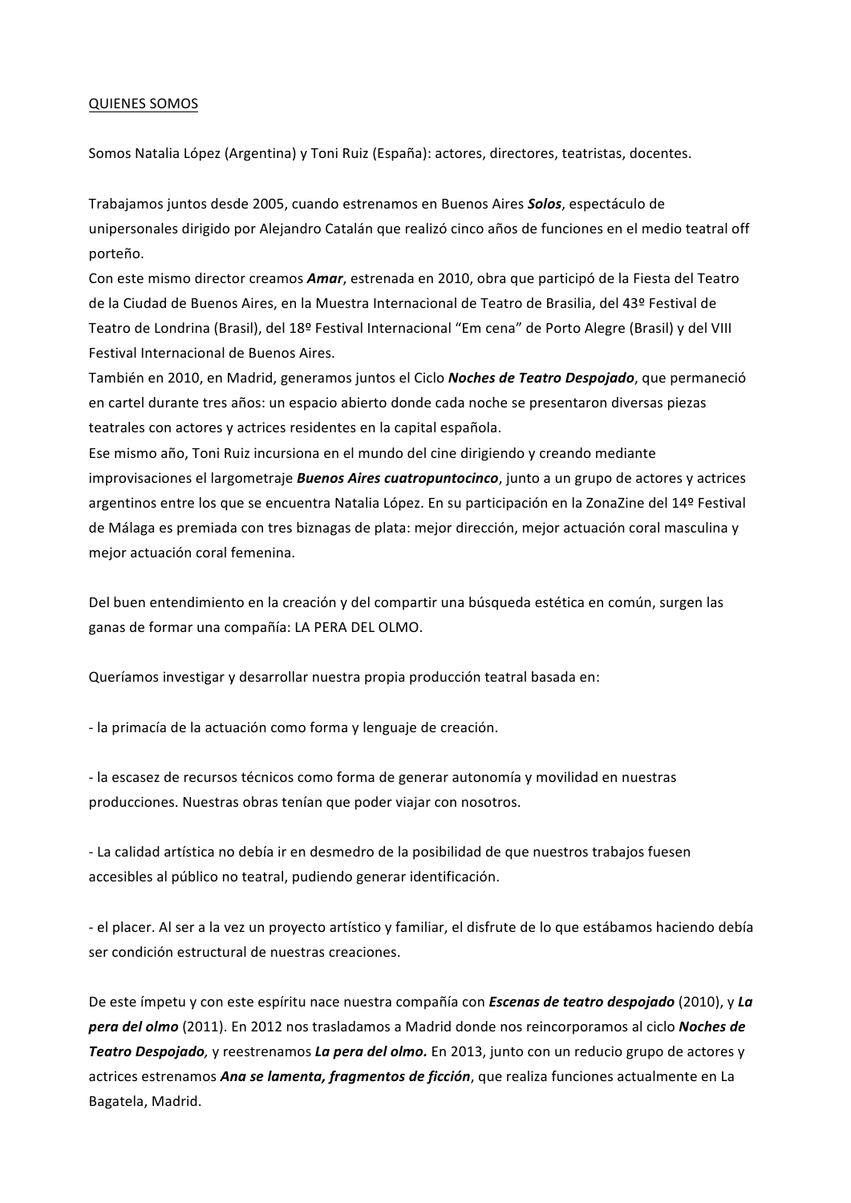## QUIENES SOMOS

Somos Natalia López (Argentina) y Toni Ruiz (España): actores, directores, teatristas, docentes.

Trabajamos juntos desde 2005, cuando estrenamos en Buenos Aires ***Solos***, espectáculo de unipersonales dirigido por Alejandro Catalán que realizó cinco años de funciones en el medio teatral off porteño.
Con este mismo director creamos ***Amar***, estrenada en 2010, obra que participó de la Fiesta del Teatro de la Ciudad de Buenos Aires, en la Muestra Internacional de Teatro de Brasilia, del 43º Festival de Teatro de Londrina (Brasil), del 18º Festival Internacional "Em cena" de Porto Alegre (Brasil) y del VIII Festival Internacional de Buenos Aires.
También en 2010, en Madrid, generamos juntos el Ciclo ***Noches de Teatro Despojado***, que permaneció en cartel durante tres años: un espacio abierto donde cada noche se presentaron diversas piezas teatrales con actores y actrices residentes en la capital española.
Ese mismo año, Toni Ruiz incursiona en el mundo del cine dirigiendo y creando mediante improvisaciones el largometraje ***Buenos Aires cuatropuntocinco***, junto a un grupo de actores y actrices argentinos entre los que se encuentra Natalia López. En su participación en la ZonaZine del 14º Festival de Málaga es premiada con tres biznagas de plata: mejor dirección, mejor actuación coral masculina y mejor actuación coral femenina.

Del buen entendimiento en la creación y del compartir una búsqueda estética en común, surgen las ganas de formar una compañía: LA PERA DEL OLMO.

Queríamos investigar y desarrollar nuestra propia producción teatral basada en:

- la primacía de la actuación como forma y lenguaje de creación.

- la escasez de recursos técnicos como forma de generar autonomía y movilidad en nuestras producciones. Nuestras obras tenían que poder viajar con nosotros.

- La calidad artística no debía ir en desmedro de la posibilidad de que nuestros trabajos fuesen accesibles al público no teatral, pudiendo generar identificación.

- el placer. Al ser a la vez un proyecto artístico y familiar, el disfrute de lo que estábamos haciendo debía ser condición estructural de nuestras creaciones.

De este ímpetu y con este espíritu nace nuestra compañía con ***Escenas de teatro despojado*** (2010), y ***La pera del olmo*** (2011). En 2012 nos trasladamos a Madrid donde nos reincorporamos al ciclo ***Noches de Teatro Despojado,*** y reestrenamos ***La pera del olmo.*** En 2013, junto con un reducio grupo de actores y actrices estrenamos ***Ana se lamenta, fragmentos de ficción***, que realiza funciones actualmente en La Bagatela, Madrid.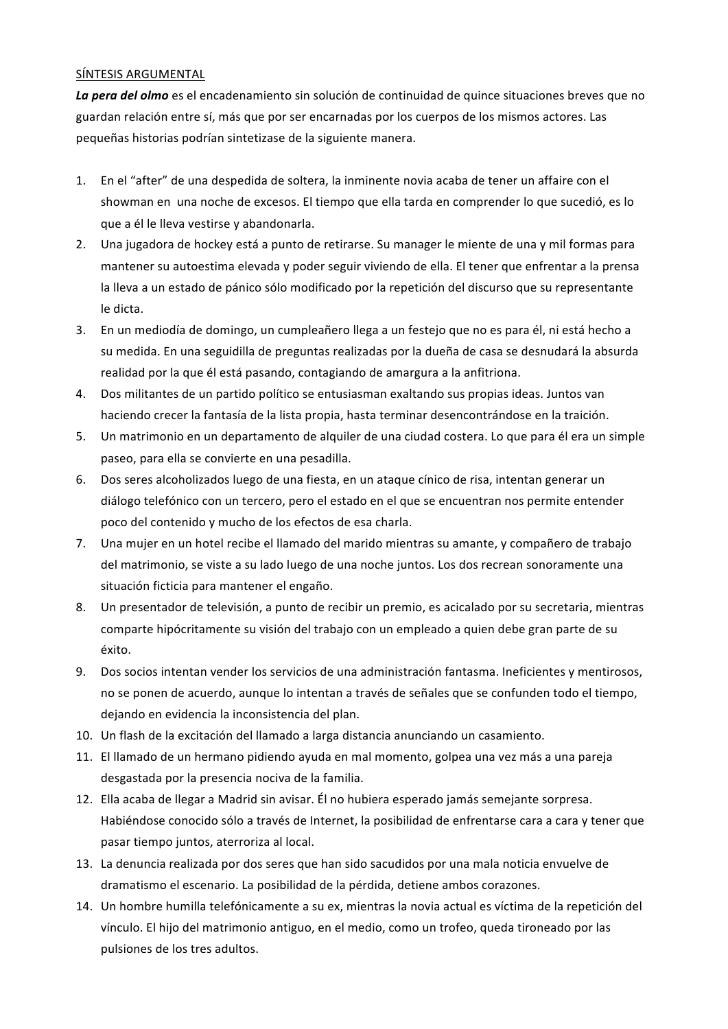SÍNTESIS ARGUMENTAL

***La pera del olmo*** es el encadenamiento sin solución de continuidad de quince situaciones breves que no guardan relación entre sí, más que por ser encarnadas por los cuerpos de los mismos actores. Las pequeñas historias podrían sintetizase de la siguiente manera.

1. En el "after" de una despedida de soltera, la inminente novia acaba de tener un affaire con el showman en una noche de excesos. El tiempo que ella tarda en comprender lo que sucedió, es lo que a él le lleva vestirse y abandonarla.
2. Una jugadora de hockey está a punto de retirarse. Su manager le miente de una y mil formas para mantener su autoestima elevada y poder seguir viviendo de ella. El tener que enfrentar a la prensa la lleva a un estado de pánico sólo modificado por la repetición del discurso que su representante le dicta.
3. En un mediodía de domingo, un cumpleañero llega a un festejo que no es para él, ni está hecho a su medida. En una seguidilla de preguntas realizadas por la dueña de casa se desnudará la absurda realidad por la que él está pasando, contagiando de amargura a la anfitriona.
4. Dos militantes de un partido político se entusiasman exaltando sus propias ideas. Juntos van haciendo crecer la fantasía de la lista propia, hasta terminar desencontrándose en la traición.
5. Un matrimonio en un departamento de alquiler de una ciudad costera. Lo que para él era un simple paseo, para ella se convierte en una pesadilla.
6. Dos seres alcoholizados luego de una fiesta, en un ataque cínico de risa, intentan generar un diálogo telefónico con un tercero, pero el estado en el que se encuentran nos permite entender poco del contenido y mucho de los efectos de esa charla.
7. Una mujer en un hotel recibe el llamado del marido mientras su amante, y compañero de trabajo del matrimonio, se viste a su lado luego de una noche juntos. Los dos recrean sonoramente una situación ficticia para mantener el engaño.
8. Un presentador de televisión, a punto de recibir un premio, es acicalado por su secretaria, mientras comparte hipócritamente su visión del trabajo con un empleado a quien debe gran parte de su éxito.
9. Dos socios intentan vender los servicios de una administración fantasma. Ineficientes y mentirosos, no se ponen de acuerdo, aunque lo intentan a través de señales que se confunden todo el tiempo, dejando en evidencia la inconsistencia del plan.
10. Un flash de la excitación del llamado a larga distancia anunciando un casamiento.
11. El llamado de un hermano pidiendo ayuda en mal momento, golpea una vez más a una pareja desgastada por la presencia nociva de la familia.
12. Ella acaba de llegar a Madrid sin avisar. Él no hubiera esperado jamás semejante sorpresa. Habiéndose conocido sólo a través de Internet, la posibilidad de enfrentarse cara a cara y tener que pasar tiempo juntos, aterroriza al local.
13. La denuncia realizada por dos seres que han sido sacudidos por una mala noticia envuelve de dramatismo el escenario. La posibilidad de la pérdida, detiene ambos corazones.
14. Un hombre humilla telefónicamente a su ex, mientras la novia actual es víctima de la repetición del vínculo. El hijo del matrimonio antiguo, en el medio, como un trofeo, queda tironeado por las pulsiones de los tres adultos.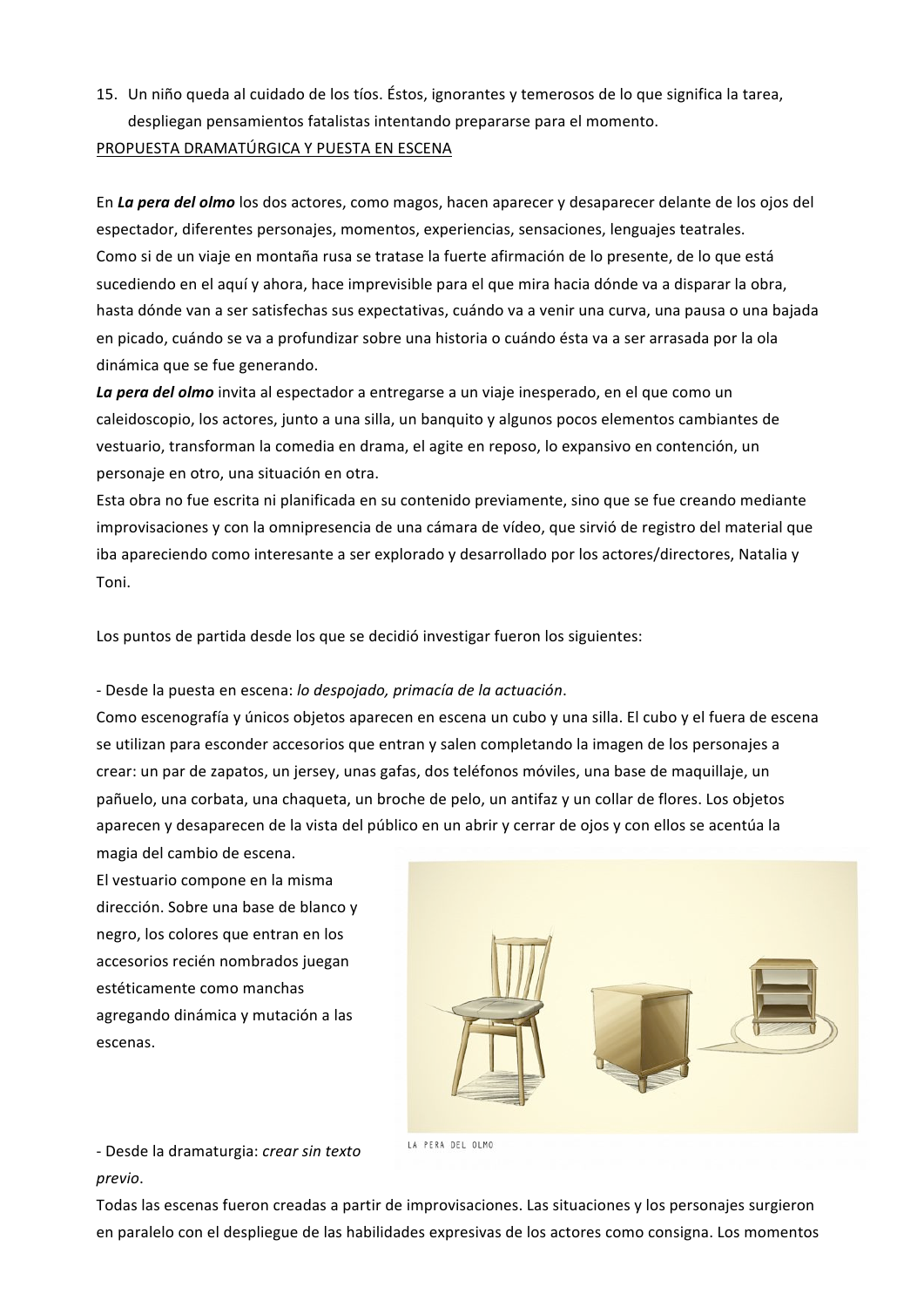15. Un niño queda al cuidado de los tíos. Éstos, ignorantes y temerosos de lo que significa la tarea, despliegan pensamientos fatalistas intentando prepararse para el momento.

PROPUESTA DRAMATÚRGICA Y PUESTA EN ESCENA

En ***La pera del olmo*** los dos actores, como magos, hacen aparecer y desaparecer delante de los ojos del espectador, diferentes personajes, momentos, experiencias, sensaciones, lenguajes teatrales.
Como si de un viaje en montaña rusa se tratase la fuerte afirmación de lo presente, de lo que está sucediendo en el aquí y ahora, hace imprevisible para el que mira hacia dónde va a disparar la obra, hasta dónde van a ser satisfechas sus expectativas, cuándo va a venir una curva, una pausa o una bajada en picado, cuándo se va a profundizar sobre una historia o cuándo ésta va a ser arrasada por la ola dinámica que se fue generando.
***La pera del olmo*** invita al espectador a entregarse a un viaje inesperado, en el que como un caleidoscopio, los actores, junto a una silla, un banquito y algunos pocos elementos cambiantes de vestuario, transforman la comedia en drama, el agite en reposo, lo expansivo en contención, un personaje en otro, una situación en otra.
Esta obra no fue escrita ni planificada en su contenido previamente, sino que se fue creando mediante improvisaciones y con la omnipresencia de una cámara de vídeo, que sirvió de registro del material que iba apareciendo como interesante a ser explorado y desarrollado por los actores/directores, Natalia y Toni.

Los puntos de partida desde los que se decidió investigar fueron los siguientes:

- Desde la puesta en escena: *lo despojado, primacía de la actuación*.

Como escenografía y únicos objetos aparecen en escena un cubo y una silla. El cubo y el fuera de escena se utilizan para esconder accesorios que entran y salen completando la imagen de los personajes a crear: un par de zapatos, un jersey, unas gafas, dos teléfonos móviles, una base de maquillaje, un pañuelo, una corbata, una chaqueta, un broche de pelo, un antifaz y un collar de flores. Los objetos aparecen y desaparecen de la vista del público en un abrir y cerrar de ojos y con ellos se acentúa la magia del cambio de escena.
El vestuario compone en la misma dirección. Sobre una base de blanco y negro, los colores que entran en los accesorios recién nombrados juegan estéticamente como manchas agregando dinámica y mutación a las escenas.

LA PERA DEL OLMO

- Desde la dramaturgia: *crear sin texto previo*.

Todas las escenas fueron creadas a partir de improvisaciones. Las situaciones y los personajes surgieron en paralelo con el despliegue de las habilidades expresivas de los actores como consigna. Los momentos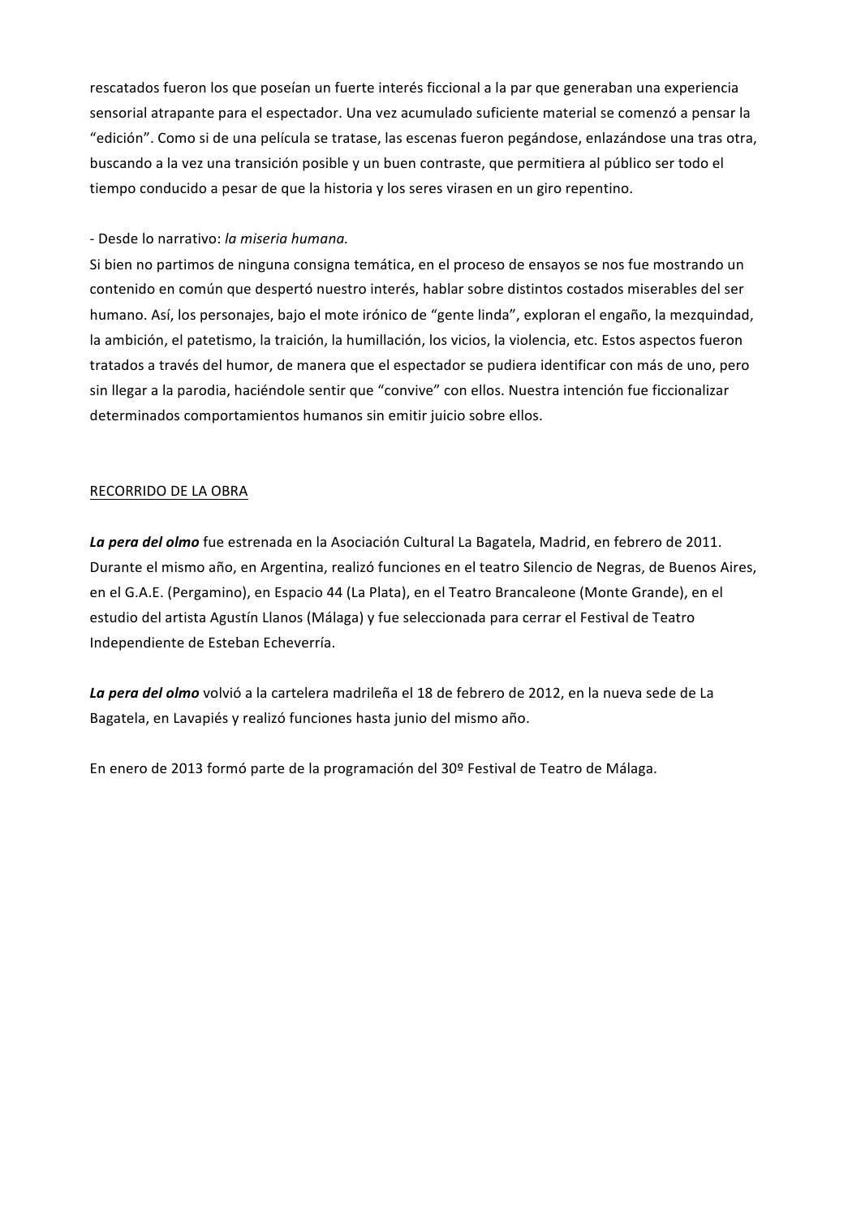rescatados fueron los que poseían un fuerte interés ficcional a la par que generaban una experiencia sensorial atrapante para el espectador. Una vez acumulado suficiente material se comenzó a pensar la "edición". Como si de una película se tratase, las escenas fueron pegándose, enlazándose una tras otra, buscando a la vez una transición posible y un buen contraste, que permitiera al público ser todo el tiempo conducido a pesar de que la historia y los seres virasen en un giro repentino.

- Desde lo narrativo: *la miseria humana.*

Si bien no partimos de ninguna consigna temática, en el proceso de ensayos se nos fue mostrando un contenido en común que despertó nuestro interés, hablar sobre distintos costados miserables del ser humano. Así, los personajes, bajo el mote irónico de "gente linda", exploran el engaño, la mezquindad, la ambición, el patetismo, la traición, la humillación, los vicios, la violencia, etc. Estos aspectos fueron tratados a través del humor, de manera que el espectador se pudiera identificar con más de uno, pero sin llegar a la parodia, haciéndole sentir que "convive" con ellos. Nuestra intención fue ficcionalizar determinados comportamientos humanos sin emitir juicio sobre ellos.

<u>RECORRIDO DE LA OBRA</u>

***La pera del olmo*** fue estrenada en la Asociación Cultural La Bagatela, Madrid, en febrero de 2011. Durante el mismo año, en Argentina, realizó funciones en el teatro Silencio de Negras, de Buenos Aires, en el G.A.E. (Pergamino), en Espacio 44 (La Plata), en el Teatro Brancaleone (Monte Grande), en el estudio del artista Agustín Llanos (Málaga) y fue seleccionada para cerrar el Festival de Teatro Independiente de Esteban Echeverría.

***La pera del olmo*** volvió a la cartelera madrileña el 18 de febrero de 2012, en la nueva sede de La Bagatela, en Lavapiés y realizó funciones hasta junio del mismo año.

En enero de 2013 formó parte de la programación del 30º Festival de Teatro de Málaga.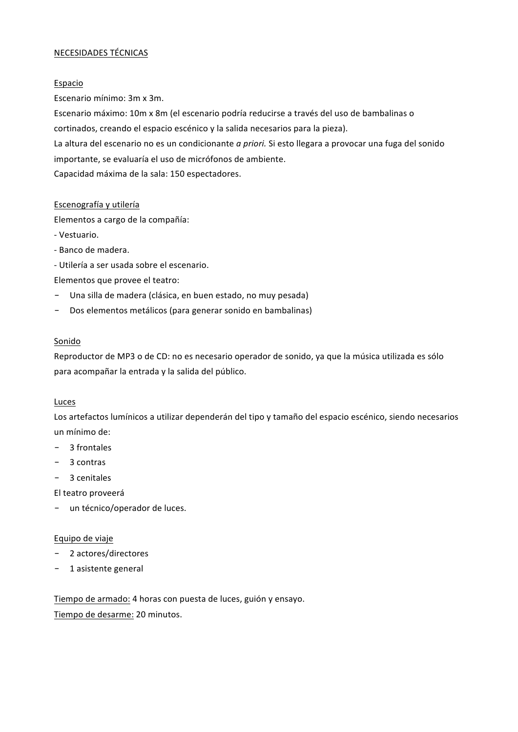## NECESIDADES TÉCNICAS

### Espacio

Escenario mínimo: 3m x 3m.

Escenario máximo: 10m x 8m (el escenario podría reducirse a través del uso de bambalinas o cortinados, creando el espacio escénico y la salida necesarios para la pieza).

La altura del escenario no es un condicionante *a priori.* Si esto llegara a provocar una fuga del sonido importante, se evaluaría el uso de micrófonos de ambiente.

Capacidad máxima de la sala: 150 espectadores.

### Escenografía y utilería

Elementos a cargo de la compañía:

- Vestuario.
- Banco de madera.
- Utilería a ser usada sobre el escenario.

Elementos que provee el teatro:

- Una silla de madera (clásica, en buen estado, no muy pesada)
- Dos elementos metálicos (para generar sonido en bambalinas)

### Sonido

Reproductor de MP3 o de CD: no es necesario operador de sonido, ya que la música utilizada es sólo para acompañar la entrada y la salida del público.

### Luces

Los artefactos lumínicos a utilizar dependerán del tipo y tamaño del espacio escénico, siendo necesarios un mínimo de:

- 3 frontales
- 3 contras
- 3 cenitales

El teatro proveerá

- un técnico/operador de luces.

### Equipo de viaje

- 2 actores/directores
- 1 asistente general

Tiempo de armado: 4 horas con puesta de luces, guión y ensayo.

Tiempo de desarme: 20 minutos.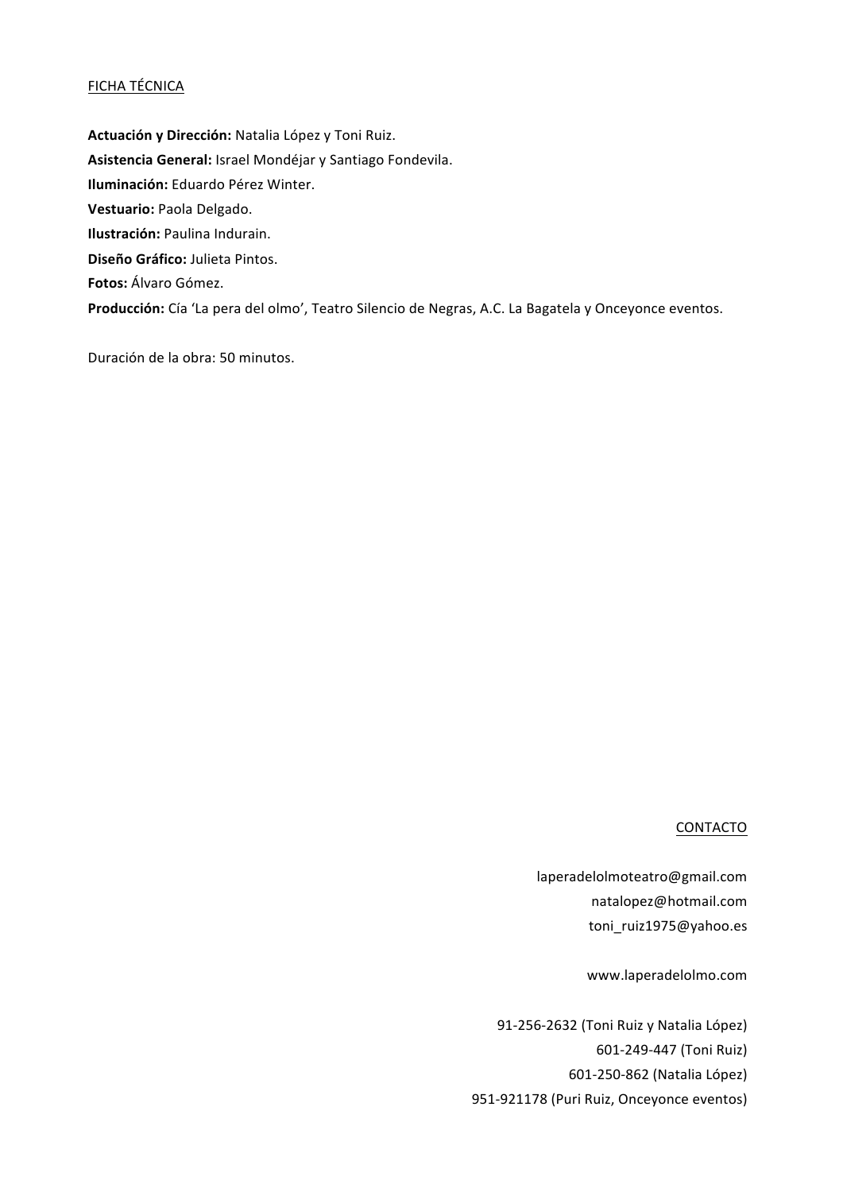## FICHA TÉCNICA

**Actuación y Dirección:** Natalia López y Toni Ruiz.
**Asistencia General:** Israel Mondéjar y Santiago Fondevila.
**Iluminación:** Eduardo Pérez Winter.
**Vestuario:** Paola Delgado.
**Ilustración:** Paulina Indurain.
**Diseño Gráfico:** Julieta Pintos.
**Fotos:** Álvaro Gómez.
**Producción:** Cía 'La pera del olmo', Teatro Silencio de Negras, A.C. La Bagatela y Onceyonce eventos.

Duración de la obra: 50 minutos.

## CONTACTO

laperadelolmoteatro@gmail.com
natalopez@hotmail.com
toni_ruiz1975@yahoo.es

www.laperadelolmo.com

91-256-2632 (Toni Ruiz y Natalia López)
601-249-447 (Toni Ruiz)
601-250-862 (Natalia López)
951-921178 (Puri Ruiz, Onceyonce eventos)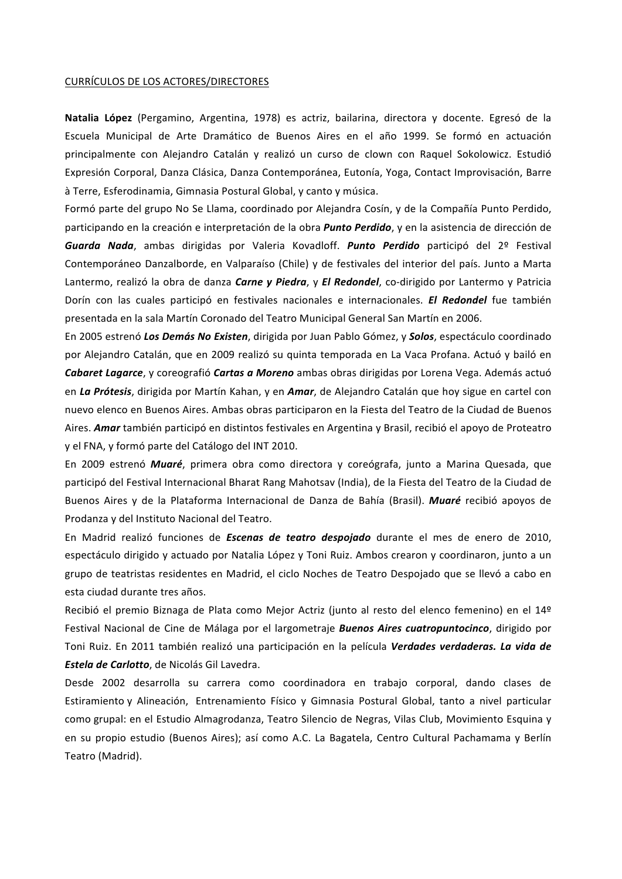CURRÍCULOS DE LOS ACTORES/DIRECTORES

**Natalia López** (Pergamino, Argentina, 1978) es actriz, bailarina, directora y docente. Egresó de la Escuela Municipal de Arte Dramático de Buenos Aires en el año 1999. Se formó en actuación principalmente con Alejandro Catalán y realizó un curso de clown con Raquel Sokolowicz. Estudió Expresión Corporal, Danza Clásica, Danza Contemporánea, Eutonía, Yoga, Contact Improvisación, Barre à Terre, Esferodinamia, Gimnasia Postural Global, y canto y música.

Formó parte del grupo No Se Llama, coordinado por Alejandra Cosín, y de la Compañía Punto Perdido, participando en la creación e interpretación de la obra ***Punto Perdido***, y en la asistencia de dirección de ***Guarda Nada***, ambas dirigidas por Valeria Kovadloff. ***Punto Perdido*** participó del 2º Festival Contemporáneo Danzalborde, en Valparaíso (Chile) y de festivales del interior del país. Junto a Marta Lantermo, realizó la obra de danza ***Carne y Piedra***, y ***El Redondel***, co-dirigido por Lantermo y Patricia Dorín con las cuales participó en festivales nacionales e internacionales. ***El Redondel*** fue también presentada en la sala Martín Coronado del Teatro Municipal General San Martín en 2006.

En 2005 estrenó ***Los Demás No Existen***, dirigida por Juan Pablo Gómez, y ***Solos***, espectáculo coordinado por Alejandro Catalán, que en 2009 realizó su quinta temporada en La Vaca Profana. Actuó y bailó en ***Cabaret Lagarce***, y coreografió ***Cartas a Moreno*** ambas obras dirigidas por Lorena Vega. Además actuó en ***La Prótesis***, dirigida por Martín Kahan, y en ***Amar***, de Alejandro Catalán que hoy sigue en cartel con nuevo elenco en Buenos Aires. Ambas obras participaron en la Fiesta del Teatro de la Ciudad de Buenos Aires. ***Amar*** también participó en distintos festivales en Argentina y Brasil, recibió el apoyo de Proteatro y el FNA, y formó parte del Catálogo del INT 2010.

En 2009 estrenó ***Muaré***, primera obra como directora y coreógrafa, junto a Marina Quesada, que participó del Festival Internacional Bharat Rang Mahotsav (India), de la Fiesta del Teatro de la Ciudad de Buenos Aires y de la Plataforma Internacional de Danza de Bahía (Brasil). ***Muaré*** recibió apoyos de Prodanza y del Instituto Nacional del Teatro.

En Madrid realizó funciones de ***Escenas de teatro despojado*** durante el mes de enero de 2010, espectáculo dirigido y actuado por Natalia López y Toni Ruiz. Ambos crearon y coordinaron, junto a un grupo de teatristas residentes en Madrid, el ciclo Noches de Teatro Despojado que se llevó a cabo en esta ciudad durante tres años.

Recibió el premio Biznaga de Plata como Mejor Actriz (junto al resto del elenco femenino) en el 14º Festival Nacional de Cine de Málaga por el largometraje ***Buenos Aires cuatropuntocinco***, dirigido por Toni Ruiz. En 2011 también realizó una participación en la película ***Verdades verdaderas. La vida de Estela de Carlotto***, de Nicolás Gil Lavedra.

Desde 2002 desarrolla su carrera como coordinadora en trabajo corporal, dando clases de Estiramiento y Alineación, Entrenamiento Físico y Gimnasia Postural Global, tanto a nivel particular como grupal: en el Estudio Almagrodanza, Teatro Silencio de Negras, Vilas Club, Movimiento Esquina y en su propio estudio (Buenos Aires); así como A.C. La Bagatela, Centro Cultural Pachamama y Berlín Teatro (Madrid).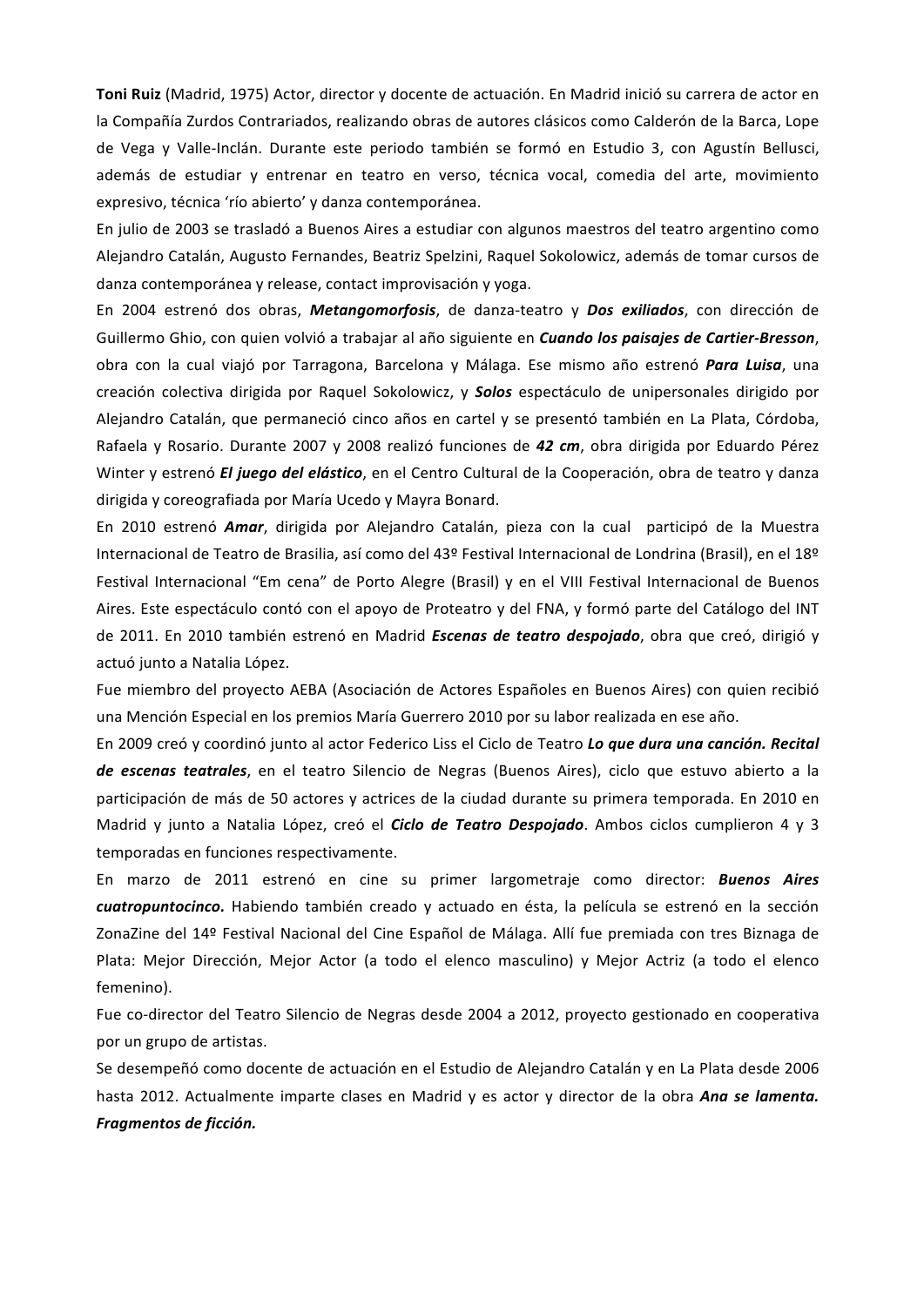**Toni Ruiz** (Madrid, 1975) Actor, director y docente de actuación. En Madrid inició su carrera de actor en la Compañía Zurdos Contrariados, realizando obras de autores clásicos como Calderón de la Barca, Lope de Vega y Valle-Inclán. Durante este periodo también se formó en Estudio 3, con Agustín Bellusci, además de estudiar y entrenar en teatro en verso, técnica vocal, comedia del arte, movimiento expresivo, técnica 'río abierto' y danza contemporánea.

En julio de 2003 se trasladó a Buenos Aires a estudiar con algunos maestros del teatro argentino como Alejandro Catalán, Augusto Fernandes, Beatriz Spelzini, Raquel Sokolowicz, además de tomar cursos de danza contemporánea y release, contact improvisación y yoga.

En 2004 estrenó dos obras, ***Metangomorfosis***, de danza-teatro y ***Dos exiliados***, con dirección de Guillermo Ghio, con quien volvió a trabajar al año siguiente en ***Cuando los paisajes de Cartier-Bresson***, obra con la cual viajó por Tarragona, Barcelona y Málaga. Ese mismo año estrenó ***Para Luisa***, una creación colectiva dirigida por Raquel Sokolowicz, y ***Solos*** espectáculo de unipersonales dirigido por Alejandro Catalán, que permaneció cinco años en cartel y se presentó también en La Plata, Córdoba, Rafaela y Rosario. Durante 2007 y 2008 realizó funciones de ***42 cm***, obra dirigida por Eduardo Pérez Winter y estrenó ***El juego del elástico***, en el Centro Cultural de la Cooperación, obra de teatro y danza dirigida y coreografiada por María Ucedo y Mayra Bonard.

En 2010 estrenó ***Amar***, dirigida por Alejandro Catalán, pieza con la cual participó de la Muestra Internacional de Teatro de Brasilia, así como del 43º Festival Internacional de Londrina (Brasil), en el 18º Festival Internacional "Em cena" de Porto Alegre (Brasil) y en el VIII Festival Internacional de Buenos Aires. Este espectáculo contó con el apoyo de Proteatro y del FNA, y formó parte del Catálogo del INT de 2011. En 2010 también estrenó en Madrid ***Escenas de teatro despojado***, obra que creó, dirigió y actuó junto a Natalia López.

Fue miembro del proyecto AEBA (Asociación de Actores Españoles en Buenos Aires) con quien recibió una Mención Especial en los premios María Guerrero 2010 por su labor realizada en ese año.

En 2009 creó y coordinó junto al actor Federico Liss el Ciclo de Teatro ***Lo que dura una canción. Recital de escenas teatrales***, en el teatro Silencio de Negras (Buenos Aires), ciclo que estuvo abierto a la participación de más de 50 actores y actrices de la ciudad durante su primera temporada. En 2010 en Madrid y junto a Natalia López, creó el ***Ciclo de Teatro Despojado***. Ambos ciclos cumplieron 4 y 3 temporadas en funciones respectivamente.

En marzo de 2011 estrenó en cine su primer largometraje como director: ***Buenos Aires cuatropuntocinco.*** Habiendo también creado y actuado en ésta, la película se estrenó en la sección ZonaZine del 14º Festival Nacional del Cine Español de Málaga. Allí fue premiada con tres Biznaga de Plata: Mejor Dirección, Mejor Actor (a todo el elenco masculino) y Mejor Actriz (a todo el elenco femenino).

Fue co-director del Teatro Silencio de Negras desde 2004 a 2012, proyecto gestionado en cooperativa por un grupo de artistas.

Se desempeñó como docente de actuación en el Estudio de Alejandro Catalán y en La Plata desde 2006 hasta 2012. Actualmente imparte clases en Madrid y es actor y director de la obra ***Ana se lamenta. Fragmentos de ficción.***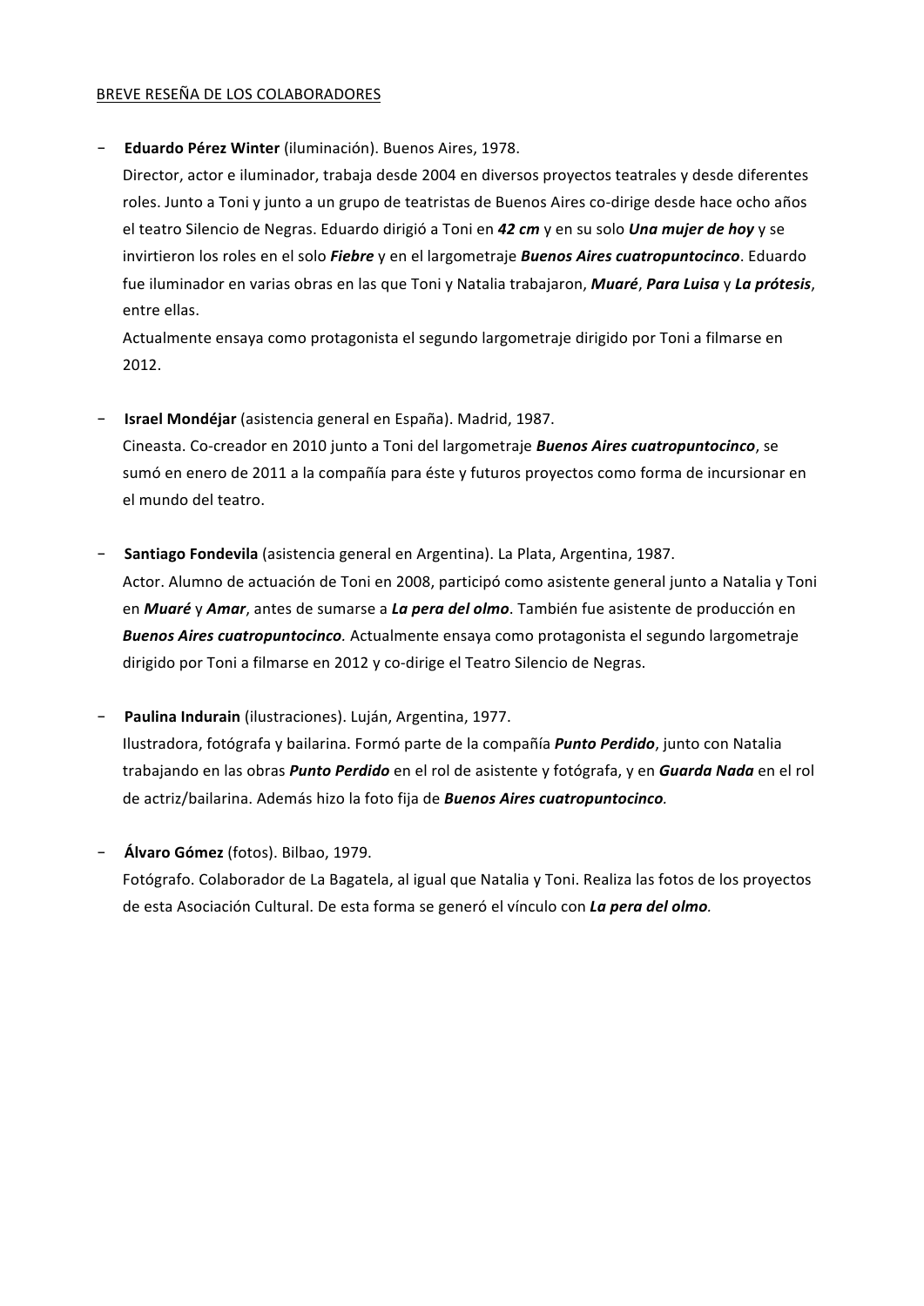BREVE RESEÑA DE LOS COLABORADORES

- **Eduardo Pérez Winter** (iluminación). Buenos Aires, 1978.
  Director, actor e iluminador, trabaja desde 2004 en diversos proyectos teatrales y desde diferentes roles. Junto a Toni y junto a un grupo de teatristas de Buenos Aires co-dirige desde hace ocho años el teatro Silencio de Negras. Eduardo dirigió a Toni en ***42 cm*** y en su solo ***Una mujer de hoy*** y se invirtieron los roles en el solo ***Fiebre*** y en el largometraje ***Buenos Aires cuatropuntocinco***. Eduardo fue iluminador en varias obras en las que Toni y Natalia trabajaron, ***Muaré***, ***Para Luisa*** y ***La prótesis***, entre ellas.
  Actualmente ensaya como protagonista el segundo largometraje dirigido por Toni a filmarse en 2012.

- **Israel Mondéjar** (asistencia general en España). Madrid, 1987.
  Cineasta. Co-creador en 2010 junto a Toni del largometraje ***Buenos Aires cuatropuntocinco***, se sumó en enero de 2011 a la compañía para éste y futuros proyectos como forma de incursionar en el mundo del teatro.

- **Santiago Fondevila** (asistencia general en Argentina). La Plata, Argentina, 1987.
  Actor. Alumno de actuación de Toni en 2008, participó como asistente general junto a Natalia y Toni en ***Muaré*** y ***Amar***, antes de sumarse a ***La pera del olmo***. También fue asistente de producción en ***Buenos Aires cuatropuntocinco***. Actualmente ensaya como protagonista el segundo largometraje dirigido por Toni a filmarse en 2012 y co-dirige el Teatro Silencio de Negras.

- **Paulina Indurain** (ilustraciones). Luján, Argentina, 1977.
  Ilustradora, fotógrafa y bailarina. Formó parte de la compañía ***Punto Perdido***, junto con Natalia trabajando en las obras ***Punto Perdido*** en el rol de asistente y fotógrafa, y en ***Guarda Nada*** en el rol de actriz/bailarina. Además hizo la foto fija de ***Buenos Aires cuatropuntocinco***.

- **Álvaro Gómez** (fotos). Bilbao, 1979.
  Fotógrafo. Colaborador de La Bagatela, al igual que Natalia y Toni. Realiza las fotos de los proyectos de esta Asociación Cultural. De esta forma se generó el vínculo con ***La pera del olmo***.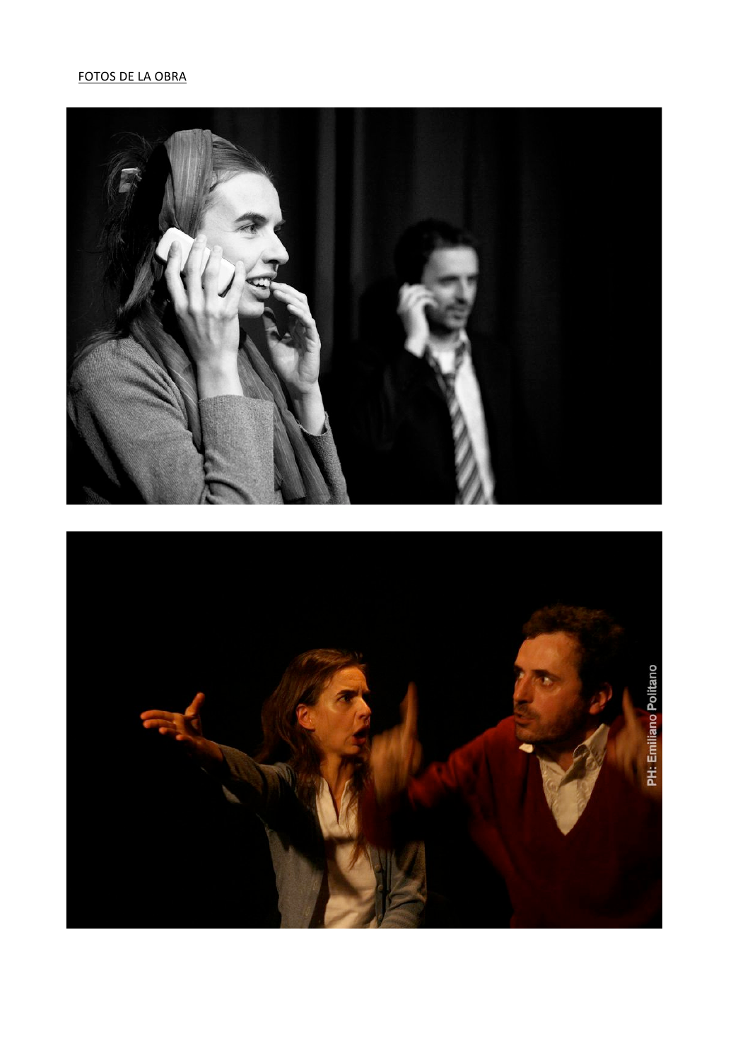FOTOS DE LA OBRA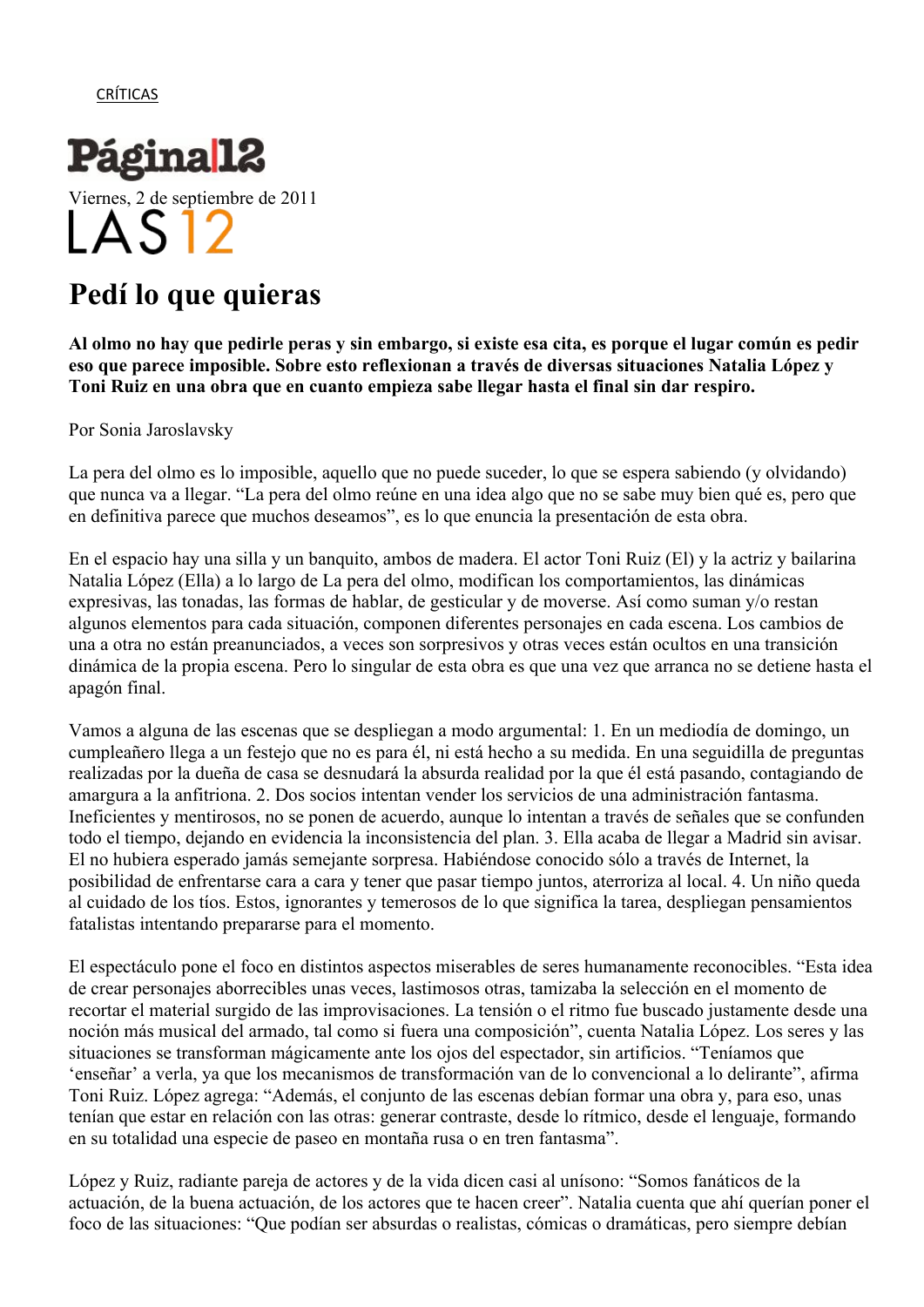CRÍTICAS

Página|12

Viernes, 2 de septiembre de 2011

LAS 12

# Pedí lo que quieras

**Al olmo no hay que pedirle peras y sin embargo, si existe esa cita, es porque el lugar común es pedir eso que parece imposible. Sobre esto reflexionan a través de diversas situaciones Natalia López y Toni Ruiz en una obra que en cuanto empieza sabe llegar hasta el final sin dar respiro.**

Por Sonia Jaroslavsky

La pera del olmo es lo imposible, aquello que no puede suceder, lo que se espera sabiendo (y olvidando) que nunca va a llegar. "La pera del olmo reúne en una idea algo que no se sabe muy bien qué es, pero que en definitiva parece que muchos deseamos", es lo que enuncia la presentación de esta obra.

En el espacio hay una silla y un banquito, ambos de madera. El actor Toni Ruiz (El) y la actriz y bailarina Natalia López (Ella) a lo largo de La pera del olmo, modifican los comportamientos, las dinámicas expresivas, las tonadas, las formas de hablar, de gesticular y de moverse. Así como suman y/o restan algunos elementos para cada situación, componen diferentes personajes en cada escena. Los cambios de una a otra no están preanunciados, a veces son sorpresivos y otras veces están ocultos en una transición dinámica de la propia escena. Pero lo singular de esta obra es que una vez que arranca no se detiene hasta el apagón final.

Vamos a alguna de las escenas que se despliegan a modo argumental: 1. En un mediodía de domingo, un cumpleañero llega a un festejo que no es para él, ni está hecho a su medida. En una seguidilla de preguntas realizadas por la dueña de casa se desnudará la absurda realidad por la que él está pasando, contagiando de amargura a la anfitriona. 2. Dos socios intentan vender los servicios de una administración fantasma. Ineficientes y mentirosos, no se ponen de acuerdo, aunque lo intentan a través de señales que se confunden todo el tiempo, dejando en evidencia la inconsistencia del plan. 3. Ella acaba de llegar a Madrid sin avisar. El no hubiera esperado jamás semejante sorpresa. Habiéndose conocido sólo a través de Internet, la posibilidad de enfrentarse cara a cara y tener que pasar tiempo juntos, aterroriza al local. 4. Un niño queda al cuidado de los tíos. Estos, ignorantes y temerosos de lo que significa la tarea, despliegan pensamientos fatalistas intentando prepararse para el momento.

El espectáculo pone el foco en distintos aspectos miserables de seres humanamente reconocibles. "Esta idea de crear personajes aborrecibles unas veces, lastimosos otras, tamizaba la selección en el momento de recortar el material surgido de las improvisaciones. La tensión o el ritmo fue buscado justamente desde una noción más musical del armado, tal como si fuera una composición", cuenta Natalia López. Los seres y las situaciones se transforman mágicamente ante los ojos del espectador, sin artificios. "Teníamos que 'enseñar' a verla, ya que los mecanismos de transformación van de lo convencional a lo delirante", afirma Toni Ruiz. López agrega: "Además, el conjunto de las escenas debían formar una obra y, para eso, unas tenían que estar en relación con las otras: generar contraste, desde lo rítmico, desde el lenguaje, formando en su totalidad una especie de paseo en montaña rusa o en tren fantasma".

López y Ruiz, radiante pareja de actores y de la vida dicen casi al unísono: "Somos fanáticos de la actuación, de la buena actuación, de los actores que te hacen creer". Natalia cuenta que ahí querían poner el foco de las situaciones: "Que podían ser absurdas o realistas, cómicas o dramáticas, pero siempre debían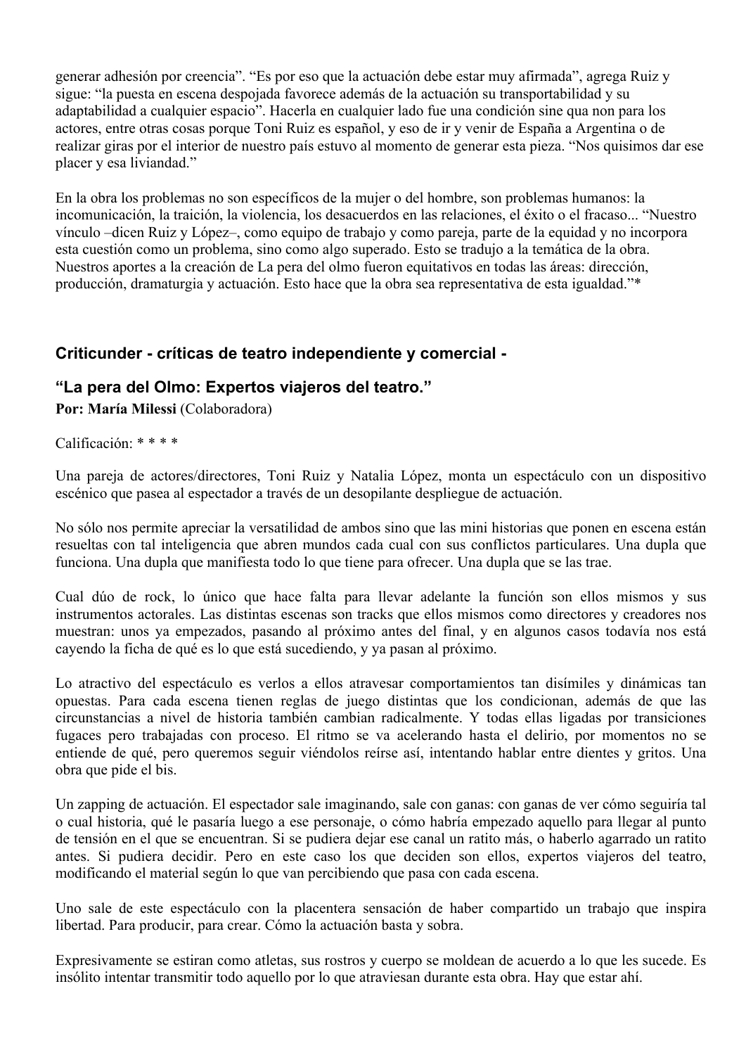generar adhesión por creencia". "Es por eso que la actuación debe estar muy afirmada", agrega Ruiz y sigue: "la puesta en escena despojada favorece además de la actuación su transportabilidad y su adaptabilidad a cualquier espacio". Hacerla en cualquier lado fue una condición sine qua non para los actores, entre otras cosas porque Toni Ruiz es español, y eso de ir y venir de España a Argentina o de realizar giras por el interior de nuestro país estuvo al momento de generar esta pieza. "Nos quisimos dar ese placer y esa liviandad."

En la obra los problemas no son específicos de la mujer o del hombre, son problemas humanos: la incomunicación, la traición, la violencia, los desacuerdos en las relaciones, el éxito o el fracaso... "Nuestro vínculo –dicen Ruiz y López–, como equipo de trabajo y como pareja, parte de la equidad y no incorpora esta cuestión como un problema, sino como algo superado. Esto se tradujo a la temática de la obra. Nuestros aportes a la creación de La pera del olmo fueron equitativos en todas las áreas: dirección, producción, dramaturgia y actuación. Esto hace que la obra sea representativa de esta igualdad."*

## Criticunder - críticas de teatro independiente y comercial -

### "La pera del Olmo: Expertos viajeros del teatro."

**Por: María Milessi** (Colaboradora)

Calificación: * * * *

Una pareja de actores/directores, Toni Ruiz y Natalia López, monta un espectáculo con un dispositivo escénico que pasea al espectador a través de un desopilante despliegue de actuación.

No sólo nos permite apreciar la versatilidad de ambos sino que las mini historias que ponen en escena están resueltas con tal inteligencia que abren mundos cada cual con sus conflictos particulares. Una dupla que funciona. Una dupla que manifiesta todo lo que tiene para ofrecer. Una dupla que se las trae.

Cual dúo de rock, lo único que hace falta para llevar adelante la función son ellos mismos y sus instrumentos actorales. Las distintas escenas son tracks que ellos mismos como directores y creadores nos muestran: unos ya empezados, pasando al próximo antes del final, y en algunos casos todavía nos está cayendo la ficha de qué es lo que está sucediendo, y ya pasan al próximo.

Lo atractivo del espectáculo es verlos a ellos atravesar comportamientos tan disímiles y dinámicas tan opuestas. Para cada escena tienen reglas de juego distintas que los condicionan, además de que las circunstancias a nivel de historia también cambian radicalmente. Y todas ellas ligadas por transiciones fugaces pero trabajadas con proceso. El ritmo se va acelerando hasta el delirio, por momentos no se entiende de qué, pero queremos seguir viéndolos reírse así, intentando hablar entre dientes y gritos. Una obra que pide el bis.

Un zapping de actuación. El espectador sale imaginando, sale con ganas: con ganas de ver cómo seguiría tal o cual historia, qué le pasaría luego a ese personaje, o cómo habría empezado aquello para llegar al punto de tensión en el que se encuentran. Si se pudiera dejar ese canal un ratito más, o haberlo agarrado un ratito antes. Si pudiera decidir. Pero en este caso los que deciden son ellos, expertos viajeros del teatro, modificando el material según lo que van percibiendo que pasa con cada escena.

Uno sale de este espectáculo con la placentera sensación de haber compartido un trabajo que inspira libertad. Para producir, para crear. Cómo la actuación basta y sobra.

Expresivamente se estiran como atletas, sus rostros y cuerpo se moldean de acuerdo a lo que les sucede. Es insólito intentar transmitir todo aquello por lo que atraviesan durante esta obra. Hay que estar ahí.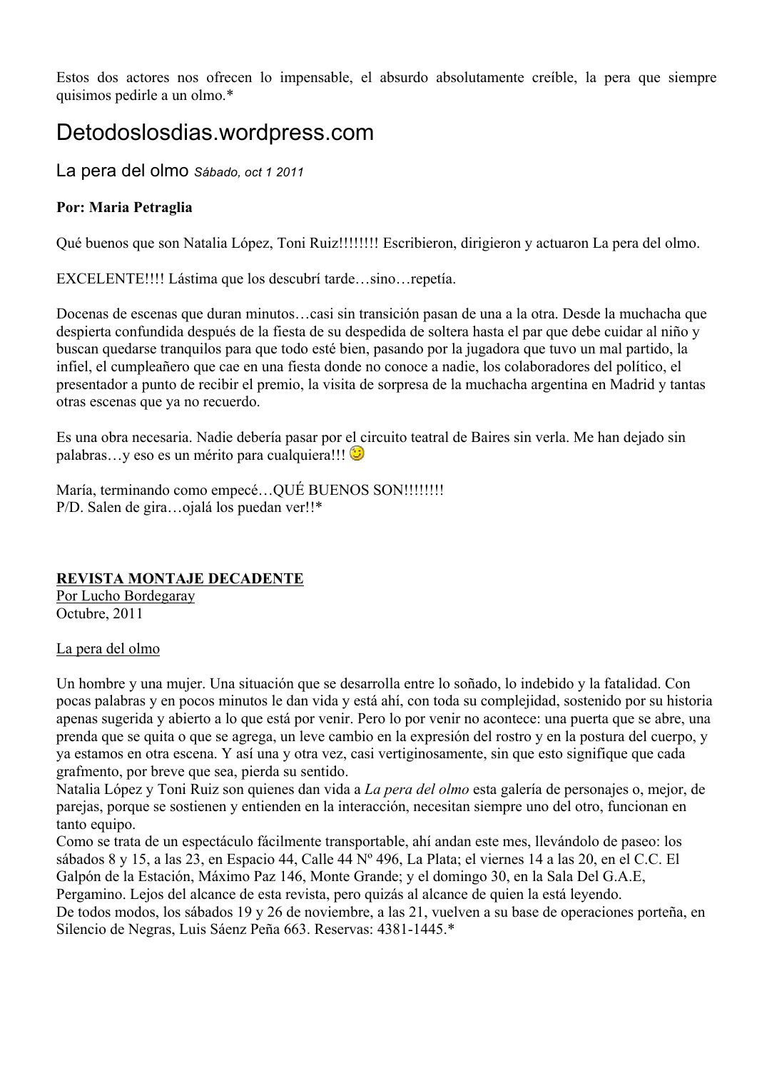Estos dos actores nos ofrecen lo impensable, el absurdo absolutamente creíble, la pera que siempre quisimos pedirle a un olmo.*

# Detodoslosdias.wordpress.com

## La pera del olmo *Sábado, oct 1 2011*

**Por: Maria Petraglia**

Qué buenos que son Natalia López, Toni Ruiz!!!!!!!! Escribieron, dirigieron y actuaron La pera del olmo.

EXCELENTE!!!! Lástima que los descubrí tarde…sino…repetía.

Docenas de escenas que duran minutos…casi sin transición pasan de una a la otra. Desde la muchacha que despierta confundida después de la fiesta de su despedida de soltera hasta el par que debe cuidar al niño y buscan quedarse tranquilos para que todo esté bien, pasando por la jugadora que tuvo un mal partido, la infiel, el cumpleañero que cae en una fiesta donde no conoce a nadie, los colaboradores del político, el presentador a punto de recibir el premio, la visita de sorpresa de la muchacha argentina en Madrid y tantas otras escenas que ya no recuerdo.

Es una obra necesaria. Nadie debería pasar por el circuito teatral de Baires sin verla. Me han dejado sin palabras…y eso es un mérito para cualquiera!!! 🙂

María, terminando como empecé…QUÉ BUENOS SON!!!!!!!!
P/D. Salen de gira…ojalá los puedan ver!!*

**<u>REVISTA MONTAJE DECADENTE</u>**
<u>Por Lucho Bordegaray</u>
Octubre, 2011

<u>La pera del olmo</u>

Un hombre y una mujer. Una situación que se desarrolla entre lo soñado, lo indebido y la fatalidad. Con pocas palabras y en pocos minutos le dan vida y está ahí, con toda su complejidad, sostenido por su historia apenas sugerida y abierto a lo que está por venir. Pero lo por venir no acontece: una puerta que se abre, una prenda que se quita o que se agrega, un leve cambio en la expresión del rostro y en la postura del cuerpo, y ya estamos en otra escena. Y así una y otra vez, casi vertiginosamente, sin que esto signifique que cada grafmento, por breve que sea, pierda su sentido.
Natalia López y Toni Ruiz son quienes dan vida a *La pera del olmo* esta galería de personajes o, mejor, de parejas, porque se sostienen y entienden en la interacción, necesitan siempre uno del otro, funcionan en tanto equipo.
Como se trata de un espectáculo fácilmente transportable, ahí andan este mes, llevándolo de paseo: los sábados 8 y 15, a las 23, en Espacio 44, Calle 44 Nº 496, La Plata; el viernes 14 a las 20, en el C.C. El Galpón de la Estación, Máximo Paz 146, Monte Grande; y el domingo 30, en la Sala Del G.A.E, Pergamino. Lejos del alcance de esta revista, pero quizás al alcance de quien la está leyendo.
De todos modos, los sábados 19 y 26 de noviembre, a las 21, vuelven a su base de operaciones porteña, en Silencio de Negras, Luis Sáenz Peña 663. Reservas: 4381-1445.*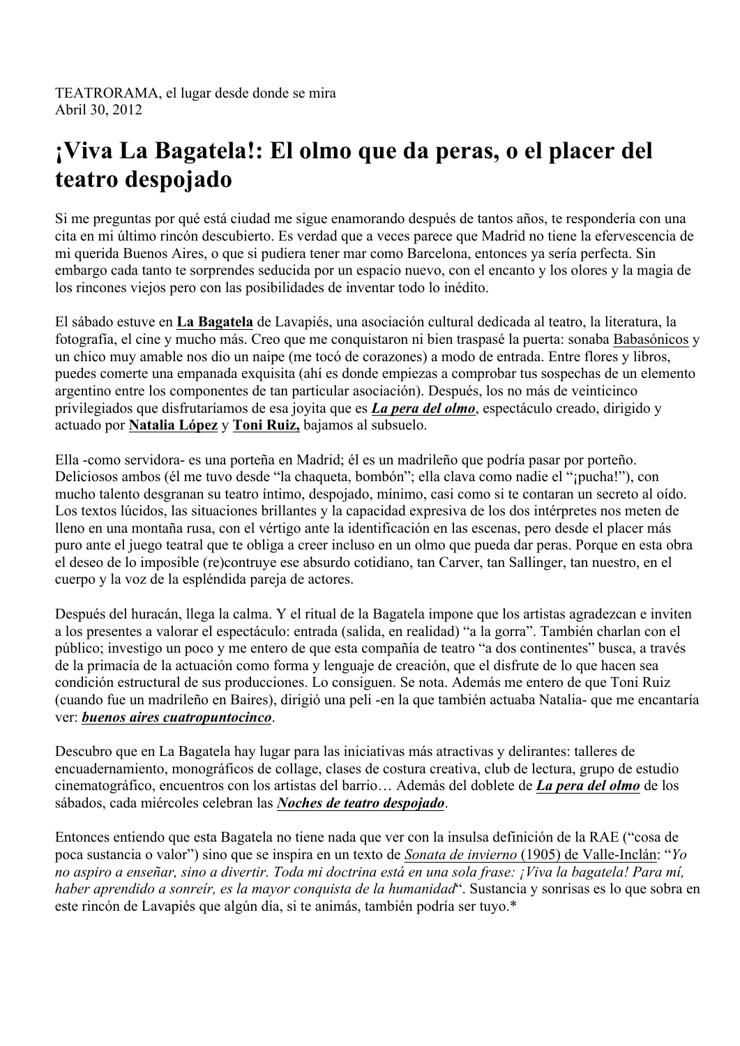TEATRORAMA, el lugar desde donde se mira
Abril 30, 2012

# ¡Viva La Bagatela!: El olmo que da peras, o el placer del teatro despojado

Si me preguntas por qué está ciudad me sigue enamorando después de tantos años, te respondería con una cita en mi último rincón descubierto. Es verdad que a veces parece que Madrid no tiene la efervescencia de mi querida Buenos Aires, o que si pudiera tener mar como Barcelona, entonces ya sería perfecta. Sin embargo cada tanto te sorprendes seducida por un espacio nuevo, con el encanto y los olores y la magia de los rincones viejos pero con las posibilidades de inventar todo lo inédito.

El sábado estuve en **La Bagatela** de Lavapiés, una asociación cultural dedicada al teatro, la literatura, la fotografía, el cine y mucho más. Creo que me conquistaron ni bien traspasé la puerta: sonaba Babasónicos y un chico muy amable nos dio un naipe (me tocó de corazones) a modo de entrada. Entre flores y libros, puedes comerte una empanada exquisita (ahí es donde empiezas a comprobar tus sospechas de un elemento argentino entre los componentes de tan particular asociación). Después, los no más de veinticinco privilegiados que disfrutaríamos de esa joyita que es ***La pera del olmo***, espectáculo creado, dirigido y actuado por **Natalia López** y **Toni Ruiz,** bajamos al subsuelo.

Ella -como servidora- es una porteña en Madrid; él es un madrileño que podría pasar por porteño. Deliciosos ambos (él me tuvo desde "la chaqueta, bombón"; ella clava como nadie el "¡pucha!"), con mucho talento desgranan su teatro íntimo, despojado, mínimo, casi como si te contaran un secreto al oído. Los textos lúcidos, las situaciones brillantes y la capacidad expresiva de los dos intérpretes nos meten de lleno en una montaña rusa, con el vértigo ante la identificación en las escenas, pero desde el placer más puro ante el juego teatral que te obliga a creer incluso en un olmo que pueda dar peras. Porque en esta obra el deseo de lo imposible (re)contruye ese absurdo cotidiano, tan Carver, tan Sallinger, tan nuestro, en el cuerpo y la voz de la espléndida pareja de actores.

Después del huracán, llega la calma. Y el ritual de la Bagatela impone que los artistas agradezcan e inviten a los presentes a valorar el espectáculo: entrada (salida, en realidad) "a la gorra". También charlan con el público; investigo un poco y me entero de que esta compañía de teatro "a dos continentes" busca, a través de la primacía de la actuación como forma y lenguaje de creación, que el disfrute de lo que hacen sea condición estructural de sus producciones. Lo consiguen. Se nota. Además me entero de que Toni Ruiz (cuando fue un madrileño en Baires), dirigió una peli -en la que también actuaba Natalia- que me encantaría ver: ***buenos aires cuatropuntocinco***.

Descubro que en La Bagatela hay lugar para las iniciativas más atractivas y delirantes: talleres de encuadernamiento, monográficos de collage, clases de costura creativa, club de lectura, grupo de estudio cinematográfico, encuentros con los artistas del barrio… Además del doblete de ***La pera del olmo*** de los sábados, cada miércoles celebran las ***Noches de teatro despojado***.

Entonces entiendo que esta Bagatela no tiene nada que ver con la insulsa definición de la RAE ("cosa de poca sustancia o valor") sino que se inspira en un texto de *Sonata de invierno* (1905) de Valle-Inclán: "*Yo no aspiro a enseñar, sino a divertir. Toda mi doctrina está en una sola frase: ¡Viva la bagatela! Para mí, haber aprendido a sonreír, es la mayor conquista de la humanidad*". Sustancia y sonrisas es lo que sobra en este rincón de Lavapiés que algún día, si te animás, también podría ser tuyo.*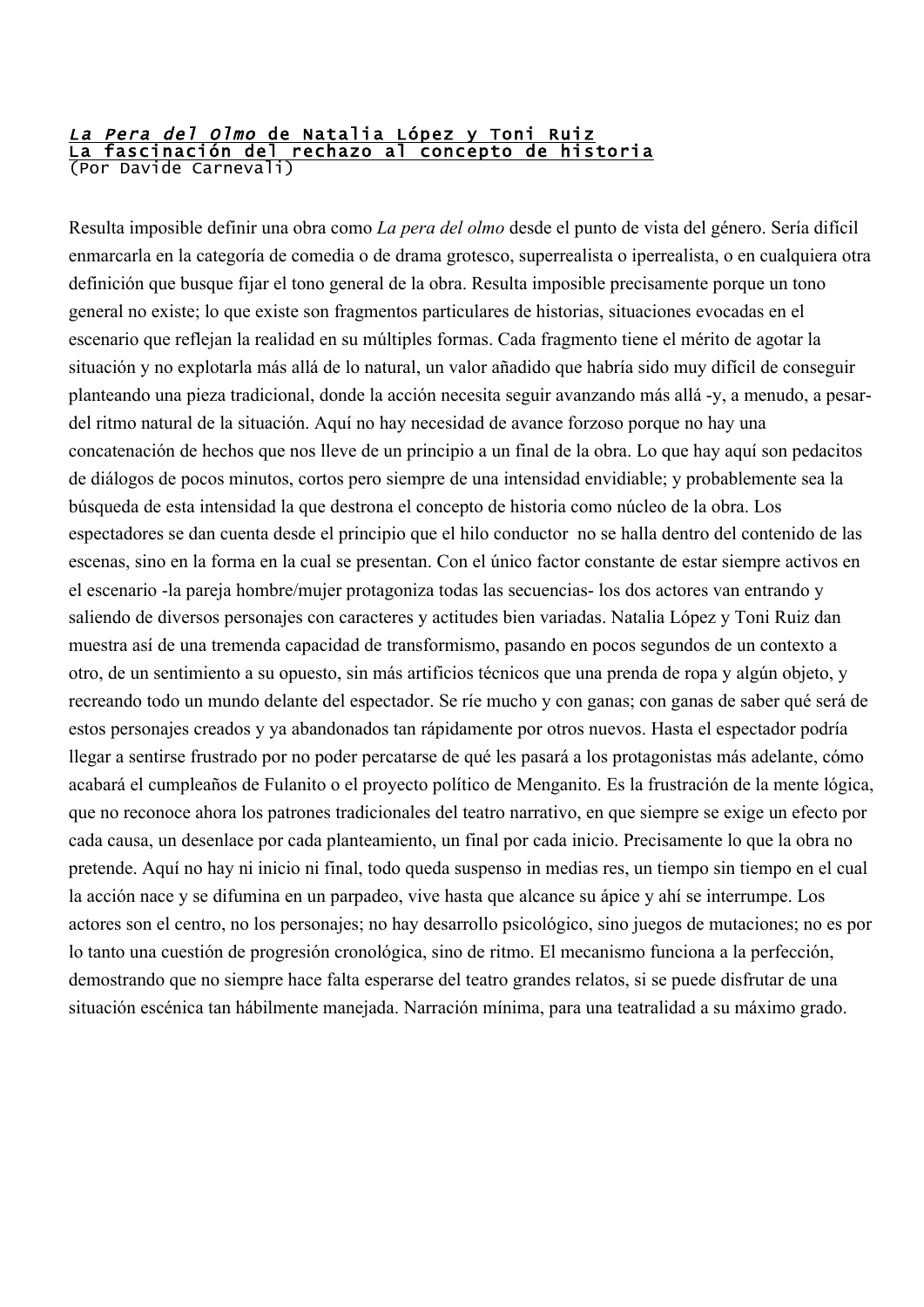***La Pera del Olmo* de Natalia López y Toni Ruiz**
**La fascinación del rechazo al concepto de historia**
(Por Davide Carnevali)

Resulta imposible definir una obra como *La pera del olmo* desde el punto de vista del género. Sería difícil enmarcarla en la categoría de comedia o de drama grotesco, superrealista o iperrealista, o en cualquiera otra definición que busque fijar el tono general de la obra. Resulta imposible precisamente porque un tono general no existe; lo que existe son fragmentos particulares de historias, situaciones evocadas en el escenario que reflejan la realidad en su múltiples formas. Cada fragmento tiene el mérito de agotar la situación y no explotarla más allá de lo natural, un valor añadido que habría sido muy difícil de conseguir planteando una pieza tradicional, donde la acción necesita seguir avanzando más allá -y, a menudo, a pesar- del ritmo natural de la situación. Aquí no hay necesidad de avance forzoso porque no hay una concatenación de hechos que nos lleve de un principio a un final de la obra. Lo que hay aquí son pedacitos de diálogos de pocos minutos, cortos pero siempre de una intensidad envidiable; y probablemente sea la búsqueda de esta intensidad la que destrona el concepto de historia como núcleo de la obra. Los espectadores se dan cuenta desde el principio que el hilo conductor no se halla dentro del contenido de las escenas, sino en la forma en la cual se presentan. Con el único factor constante de estar siempre activos en el escenario -la pareja hombre/mujer protagoniza todas las secuencias- los dos actores van entrando y saliendo de diversos personajes con caracteres y actitudes bien variadas. Natalia López y Toni Ruiz dan muestra así de una tremenda capacidad de transformismo, pasando en pocos segundos de un contexto a otro, de un sentimiento a su opuesto, sin más artificios técnicos que una prenda de ropa y algún objeto, y recreando todo un mundo delante del espectador. Se ríe mucho y con ganas; con ganas de saber qué será de estos personajes creados y ya abandonados tan rápidamente por otros nuevos. Hasta el espectador podría llegar a sentirse frustrado por no poder percatarse de qué les pasará a los protagonistas más adelante, cómo acabará el cumpleaños de Fulanito o el proyecto político de Menganito. Es la frustración de la mente lógica, que no reconoce ahora los patrones tradicionales del teatro narrativo, en que siempre se exige un efecto por cada causa, un desenlace por cada planteamiento, un final por cada inicio. Precisamente lo que la obra no pretende. Aquí no hay ni inicio ni final, todo queda suspenso in medias res, un tiempo sin tiempo en el cual la acción nace y se difumina en un parpadeo, vive hasta que alcance su ápice y ahí se interrumpe. Los actores son el centro, no los personajes; no hay desarrollo psicológico, sino juegos de mutaciones; no es por lo tanto una cuestión de progresión cronológica, sino de ritmo. El mecanismo funciona a la perfección, demostrando que no siempre hace falta esperarse del teatro grandes relatos, si se puede disfrutar de una situación escénica tan hábilmente manejada. Narración mínima, para una teatralidad a su máximo grado.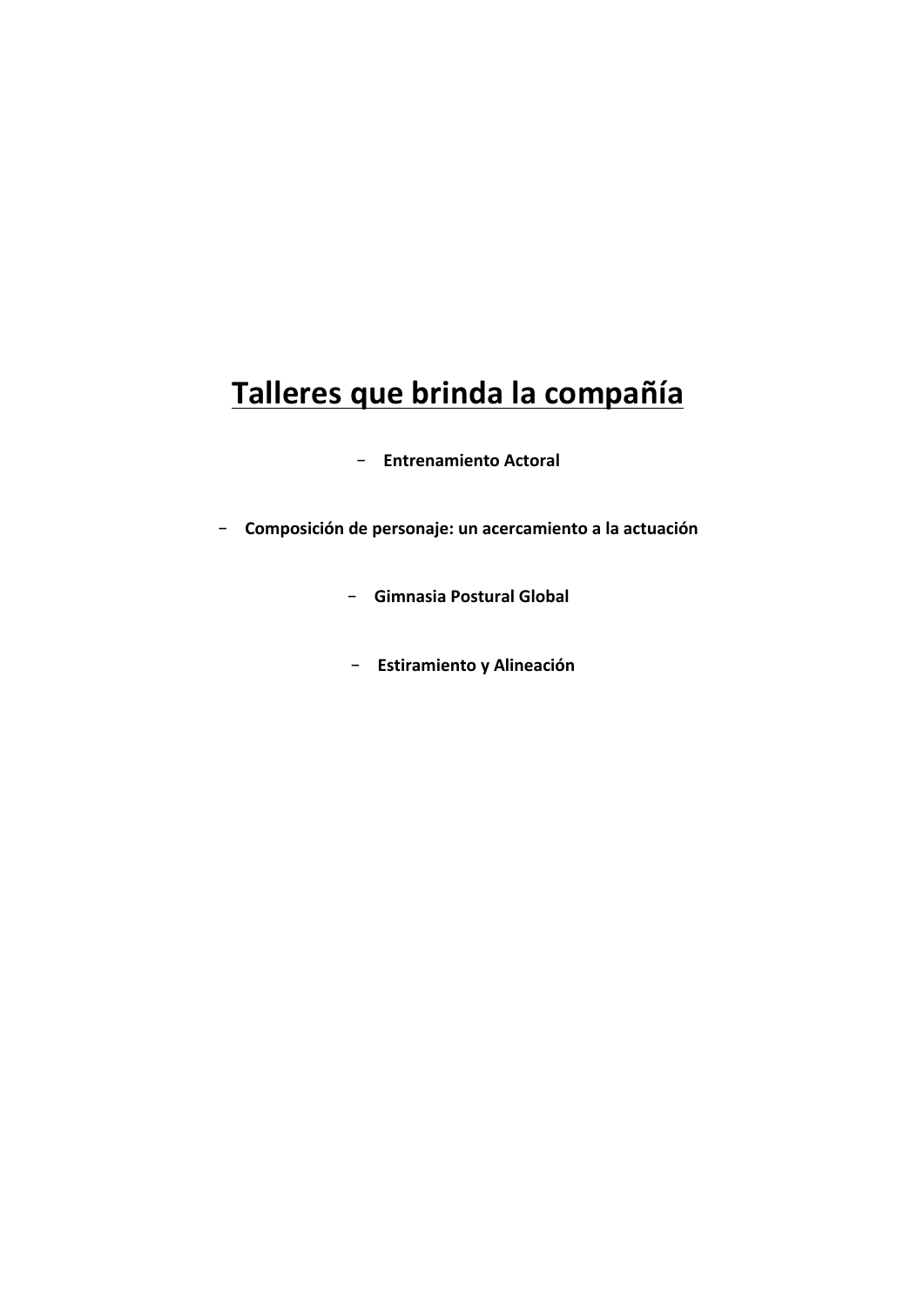# Talleres que brinda la compañía

- **Entrenamiento Actoral**
- **Composición de personaje: un acercamiento a la actuación**
- **Gimnasia Postural Global**
- **Estiramiento y Alineación**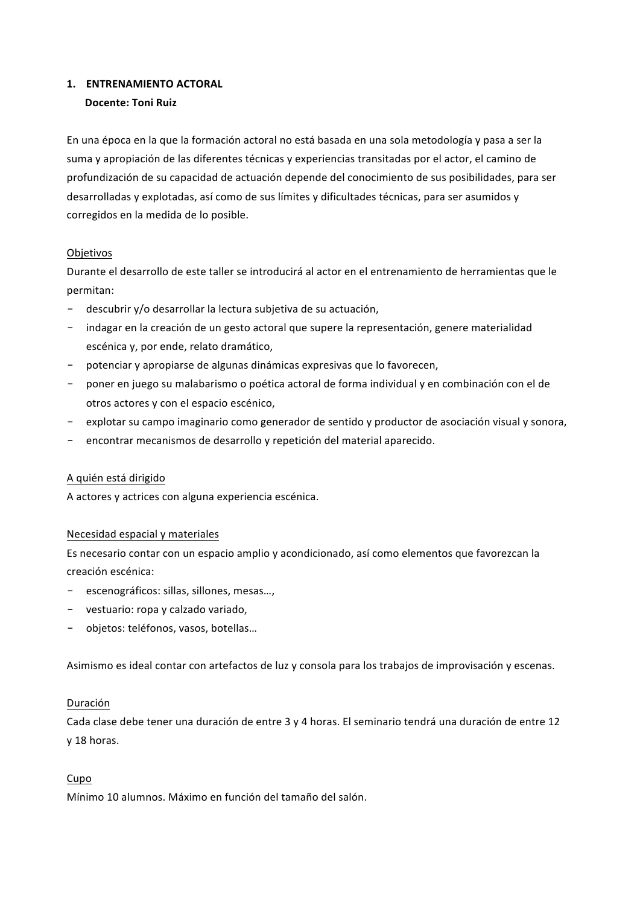## 1. ENTRENAMIENTO ACTORAL

**Docente: Toni Ruiz**

En una época en la que la formación actoral no está basada en una sola metodología y pasa a ser la suma y apropiación de las diferentes técnicas y experiencias transitadas por el actor, el camino de profundización de su capacidad de actuación depende del conocimiento de sus posibilidades, para ser desarrolladas y explotadas, así como de sus límites y dificultades técnicas, para ser asumidos y corregidos en la medida de lo posible.

<u>Objetivos</u>

Durante el desarrollo de este taller se introducirá al actor en el entrenamiento de herramientas que le permitan:

- descubrir y/o desarrollar la lectura subjetiva de su actuación,
- indagar en la creación de un gesto actoral que supere la representación, genere materialidad escénica y, por ende, relato dramático,
- potenciar y apropiarse de algunas dinámicas expresivas que lo favorecen,
- poner en juego su malabarismo o poética actoral de forma individual y en combinación con el de otros actores y con el espacio escénico,
- explotar su campo imaginario como generador de sentido y productor de asociación visual y sonora,
- encontrar mecanismos de desarrollo y repetición del material aparecido.

<u>A quién está dirigido</u>

A actores y actrices con alguna experiencia escénica.

<u>Necesidad espacial y materiales</u>

Es necesario contar con un espacio amplio y acondicionado, así como elementos que favorezcan la creación escénica:

- escenográficos: sillas, sillones, mesas…,
- vestuario: ropa y calzado variado,
- objetos: teléfonos, vasos, botellas…

Asimismo es ideal contar con artefactos de luz y consola para los trabajos de improvisación y escenas.

<u>Duración</u>

Cada clase debe tener una duración de entre 3 y 4 horas. El seminario tendrá una duración de entre 12 y 18 horas.

<u>Cupo</u>

Mínimo 10 alumnos. Máximo en función del tamaño del salón.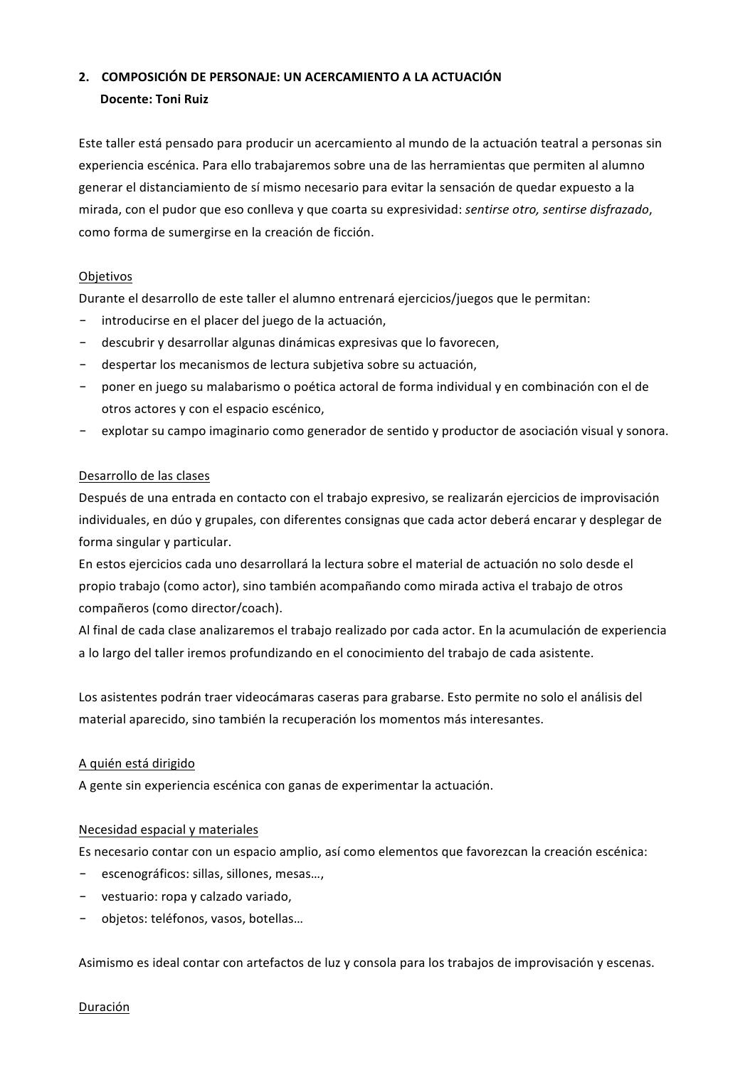## 2. COMPOSICIÓN DE PERSONAJE: UN ACERCAMIENTO A LA ACTUACIÓN

**Docente: Toni Ruiz**

Este taller está pensado para producir un acercamiento al mundo de la actuación teatral a personas sin experiencia escénica. Para ello trabajaremos sobre una de las herramientas que permiten al alumno generar el distanciamiento de sí mismo necesario para evitar la sensación de quedar expuesto a la mirada, con el pudor que eso conlleva y que coarta su expresividad: *sentirse otro, sentirse disfrazado*, como forma de sumergirse en la creación de ficción.

<u>Objetivos</u>

Durante el desarrollo de este taller el alumno entrenará ejercicios/juegos que le permitan:

- introducirse en el placer del juego de la actuación,
- descubrir y desarrollar algunas dinámicas expresivas que lo favorecen,
- despertar los mecanismos de lectura subjetiva sobre su actuación,
- poner en juego su malabarismo o poética actoral de forma individual y en combinación con el de otros actores y con el espacio escénico,
- explotar su campo imaginario como generador de sentido y productor de asociación visual y sonora.

<u>Desarrollo de las clases</u>

Después de una entrada en contacto con el trabajo expresivo, se realizarán ejercicios de improvisación individuales, en dúo y grupales, con diferentes consignas que cada actor deberá encarar y desplegar de forma singular y particular.

En estos ejercicios cada uno desarrollará la lectura sobre el material de actuación no solo desde el propio trabajo (como actor), sino también acompañando como mirada activa el trabajo de otros compañeros (como director/coach).

Al final de cada clase analizaremos el trabajo realizado por cada actor. En la acumulación de experiencia a lo largo del taller iremos profundizando en el conocimiento del trabajo de cada asistente.

Los asistentes podrán traer videocámaras caseras para grabarse. Esto permite no solo el análisis del material aparecido, sino también la recuperación los momentos más interesantes.

<u>A quién está dirigido</u>

A gente sin experiencia escénica con ganas de experimentar la actuación.

<u>Necesidad espacial y materiales</u>

Es necesario contar con un espacio amplio, así como elementos que favorezcan la creación escénica:

- escenográficos: sillas, sillones, mesas…,
- vestuario: ropa y calzado variado,
- objetos: teléfonos, vasos, botellas…

Asimismo es ideal contar con artefactos de luz y consola para los trabajos de improvisación y escenas.

<u>Duración</u>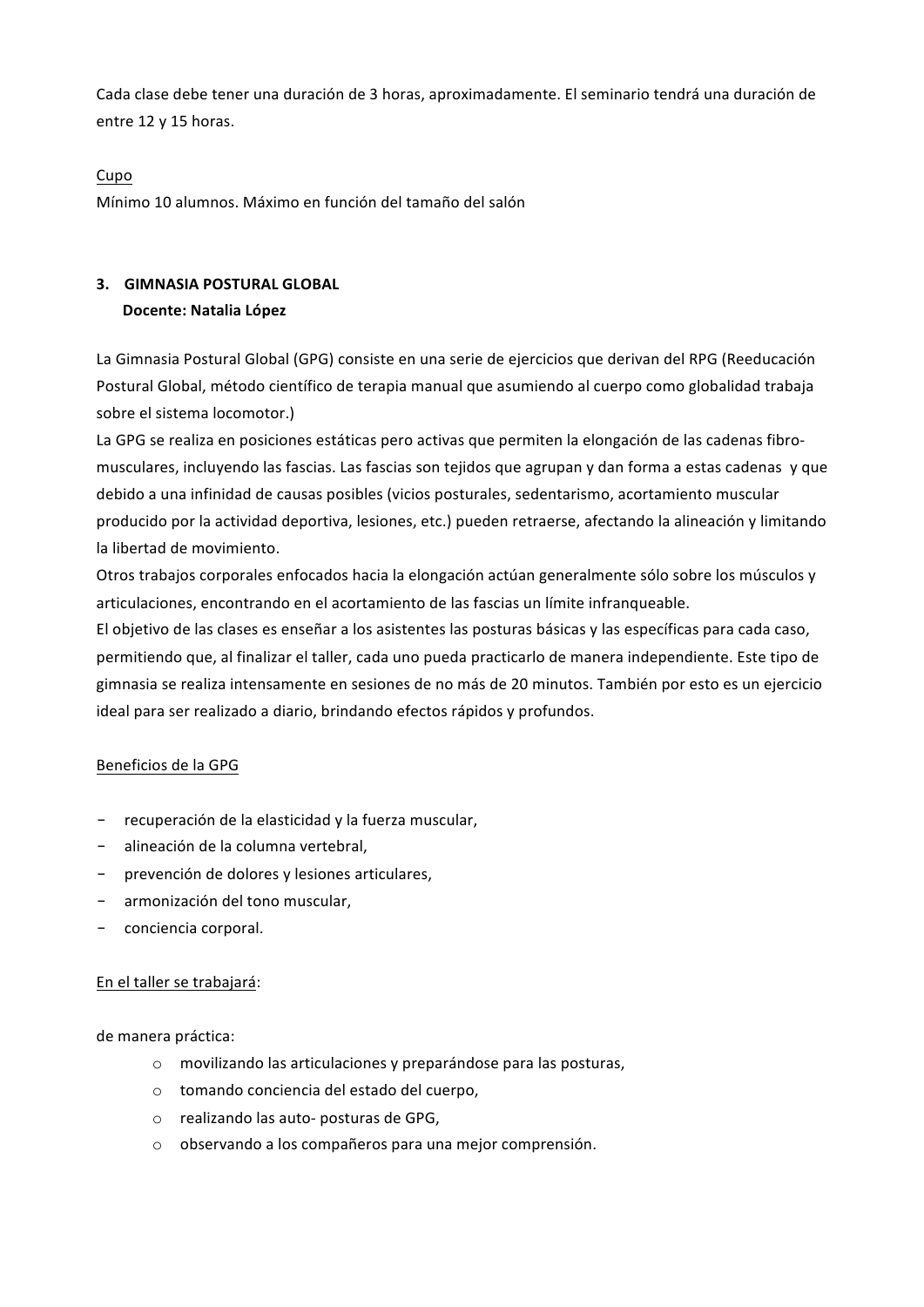Cada clase debe tener una duración de 3 horas, aproximadamente. El seminario tendrá una duración de entre 12 y 15 horas.

Cupo

Mínimo 10 alumnos. Máximo en función del tamaño del salón

## 3. GIMNASIA POSTURAL GLOBAL

**Docente: Natalia López**

La Gimnasia Postural Global (GPG) consiste en una serie de ejercicios que derivan del RPG (Reeducación Postural Global, método científico de terapia manual que asumiendo al cuerpo como globalidad trabaja sobre el sistema locomotor.)

La GPG se realiza en posiciones estáticas pero activas que permiten la elongación de las cadenas fibro-musculares, incluyendo las fascias. Las fascias son tejidos que agrupan y dan forma a estas cadenas y que debido a una infinidad de causas posibles (vicios posturales, sedentarismo, acortamiento muscular producido por la actividad deportiva, lesiones, etc.) pueden retraerse, afectando la alineación y limitando la libertad de movimiento.

Otros trabajos corporales enfocados hacia la elongación actúan generalmente sólo sobre los músculos y articulaciones, encontrando en el acortamiento de las fascias un límite infranqueable.

El objetivo de las clases es enseñar a los asistentes las posturas básicas y las específicas para cada caso, permitiendo que, al finalizar el taller, cada uno pueda practicarlo de manera independiente. Este tipo de gimnasia se realiza intensamente en sesiones de no más de 20 minutos. También por esto es un ejercicio ideal para ser realizado a diario, brindando efectos rápidos y profundos.

Beneficios de la GPG

- recuperación de la elasticidad y la fuerza muscular,
- alineación de la columna vertebral,
- prevención de dolores y lesiones articulares,
- armonización del tono muscular,
- conciencia corporal.

En el taller se trabajará:

de manera práctica:

- movilizando las articulaciones y preparándose para las posturas,
- tomando conciencia del estado del cuerpo,
- realizando las auto- posturas de GPG,
- observando a los compañeros para una mejor comprensión.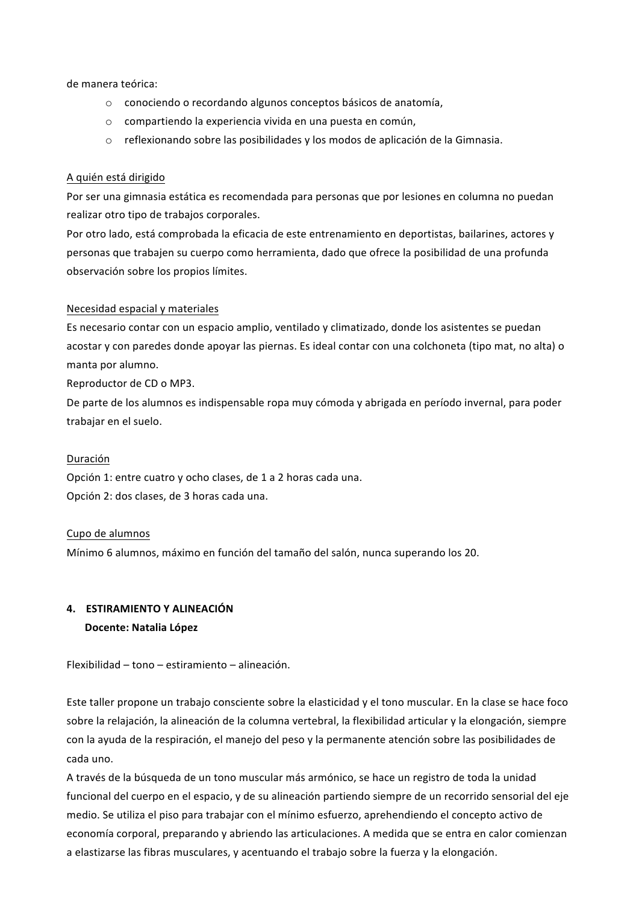de manera teórica:

- conociendo o recordando algunos conceptos básicos de anatomía,
- compartiendo la experiencia vivida en una puesta en común,
- reflexionando sobre las posibilidades y los modos de aplicación de la Gimnasia.

<u>A quién está dirigido</u>

Por ser una gimnasia estática es recomendada para personas que por lesiones en columna no puedan realizar otro tipo de trabajos corporales.

Por otro lado, está comprobada la eficacia de este entrenamiento en deportistas, bailarines, actores y personas que trabajen su cuerpo como herramienta, dado que ofrece la posibilidad de una profunda observación sobre los propios límites.

<u>Necesidad espacial y materiales</u>

Es necesario contar con un espacio amplio, ventilado y climatizado, donde los asistentes se puedan acostar y con paredes donde apoyar las piernas. Es ideal contar con una colchoneta (tipo mat, no alta) o manta por alumno.

Reproductor de CD o MP3.

De parte de los alumnos es indispensable ropa muy cómoda y abrigada en período invernal, para poder trabajar en el suelo.

<u>Duración</u>

Opción 1: entre cuatro y ocho clases, de 1 a 2 horas cada una.

Opción 2: dos clases, de 3 horas cada una.

<u>Cupo de alumnos</u>

Mínimo 6 alumnos, máximo en función del tamaño del salón, nunca superando los 20.

## 4. ESTIRAMIENTO Y ALINEACIÓN

**Docente: Natalia López**

Flexibilidad – tono – estiramiento – alineación.

Este taller propone un trabajo consciente sobre la elasticidad y el tono muscular. En la clase se hace foco sobre la relajación, la alineación de la columna vertebral, la flexibilidad articular y la elongación, siempre con la ayuda de la respiración, el manejo del peso y la permanente atención sobre las posibilidades de cada uno.

A través de la búsqueda de un tono muscular más armónico, se hace un registro de toda la unidad funcional del cuerpo en el espacio, y de su alineación partiendo siempre de un recorrido sensorial del eje medio. Se utiliza el piso para trabajar con el mínimo esfuerzo, aprehendiendo el concepto activo de economía corporal, preparando y abriendo las articulaciones. A medida que se entra en calor comienzan a elastizarse las fibras musculares, y acentuando el trabajo sobre la fuerza y la elongación.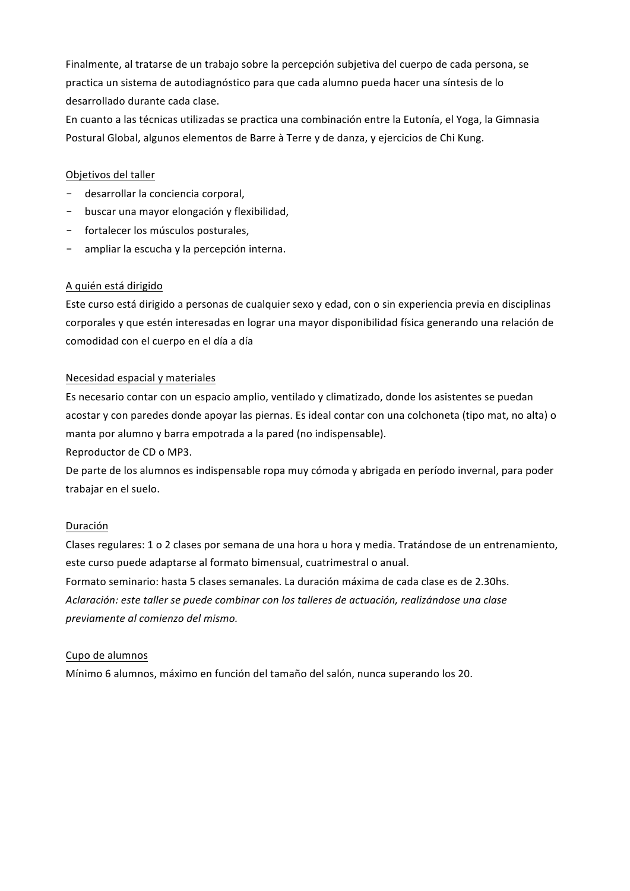Finalmente, al tratarse de un trabajo sobre la percepción subjetiva del cuerpo de cada persona, se practica un sistema de autodiagnóstico para que cada alumno pueda hacer una síntesis de lo desarrollado durante cada clase.
En cuanto a las técnicas utilizadas se practica una combinación entre la Eutonía, el Yoga, la Gimnasia Postural Global, algunos elementos de Barre à Terre y de danza, y ejercicios de Chi Kung.

<u>Objetivos del taller</u>

- desarrollar la conciencia corporal,
- buscar una mayor elongación y flexibilidad,
- fortalecer los músculos posturales,
- ampliar la escucha y la percepción interna.

<u>A quién está dirigido</u>

Este curso está dirigido a personas de cualquier sexo y edad, con o sin experiencia previa en disciplinas corporales y que estén interesadas en lograr una mayor disponibilidad física generando una relación de comodidad con el cuerpo en el día a día

<u>Necesidad espacial y materiales</u>

Es necesario contar con un espacio amplio, ventilado y climatizado, donde los asistentes se puedan acostar y con paredes donde apoyar las piernas. Es ideal contar con una colchoneta (tipo mat, no alta) o manta por alumno y barra empotrada a la pared (no indispensable).
Reproductor de CD o MP3.
De parte de los alumnos es indispensable ropa muy cómoda y abrigada en período invernal, para poder trabajar en el suelo.

<u>Duración</u>

Clases regulares: 1 o 2 clases por semana de una hora u hora y media. Tratándose de un entrenamiento, este curso puede adaptarse al formato bimensual, cuatrimestral o anual.
Formato seminario: hasta 5 clases semanales. La duración máxima de cada clase es de 2.30hs.
*Aclaración: este taller se puede combinar con los talleres de actuación, realizándose una clase previamente al comienzo del mismo.*

<u>Cupo de alumnos</u>

Mínimo 6 alumnos, máximo en función del tamaño del salón, nunca superando los 20.